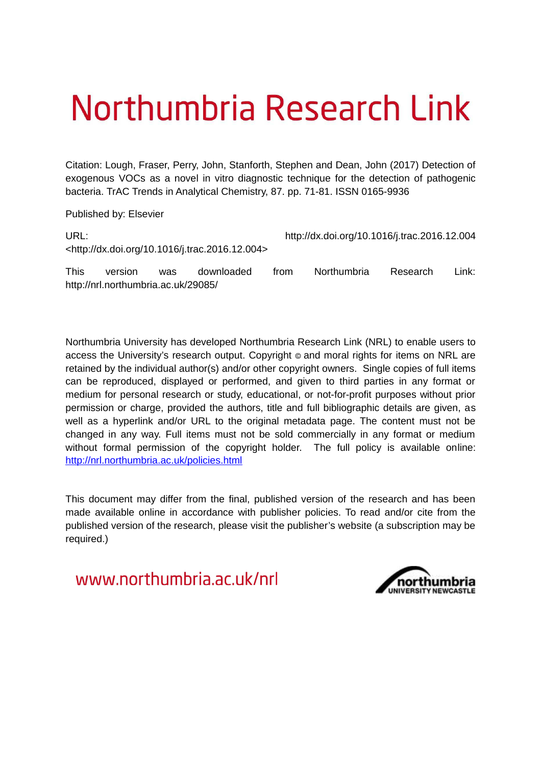# Northumbria Research Link

Citation: Lough, Fraser, Perry, John, Stanforth, Stephen and Dean, John (2017) Detection of exogenous VOCs as a novel in vitro diagnostic technique for the detection of pathogenic bacteria. TrAC Trends in Analytical Chemistry, 87. pp. 71-81. ISSN 0165-9936

Published by: Elsevier

URL: http://dx.doi.org/10.1016/j.trac.2016.12.004 <http://dx.doi.org/10.1016/j.trac.2016.12.004>

This version was downloaded from Northumbria Research Link: http://nrl.northumbria.ac.uk/29085/

Northumbria University has developed Northumbria Research Link (NRL) to enable users to access the University's research output. Copyright © and moral rights for items on NRL are retained by the individual author(s) and/or other copyright owners. Single copies of full items can be reproduced, displayed or performed, and given to third parties in any format or medium for personal research or study, educational, or not-for-profit purposes without prior permission or charge, provided the authors, title and full bibliographic details are given, as well as a hyperlink and/or URL to the original metadata page. The content must not be changed in any way. Full items must not be sold commercially in any format or medium without formal permission of the copyright holder. The full policy is available online: http://nrl.northumbria.ac.uk/policies.html

This document may differ from the final, published version of the research and has been made available online in accordance with publisher policies. To read and/or cite from the published version of the research, please visit the publisher's website (a subscription may be required.)

www.northumbria.ac.uk/nrl

northumbria UNIVERSITY NEWCASTLE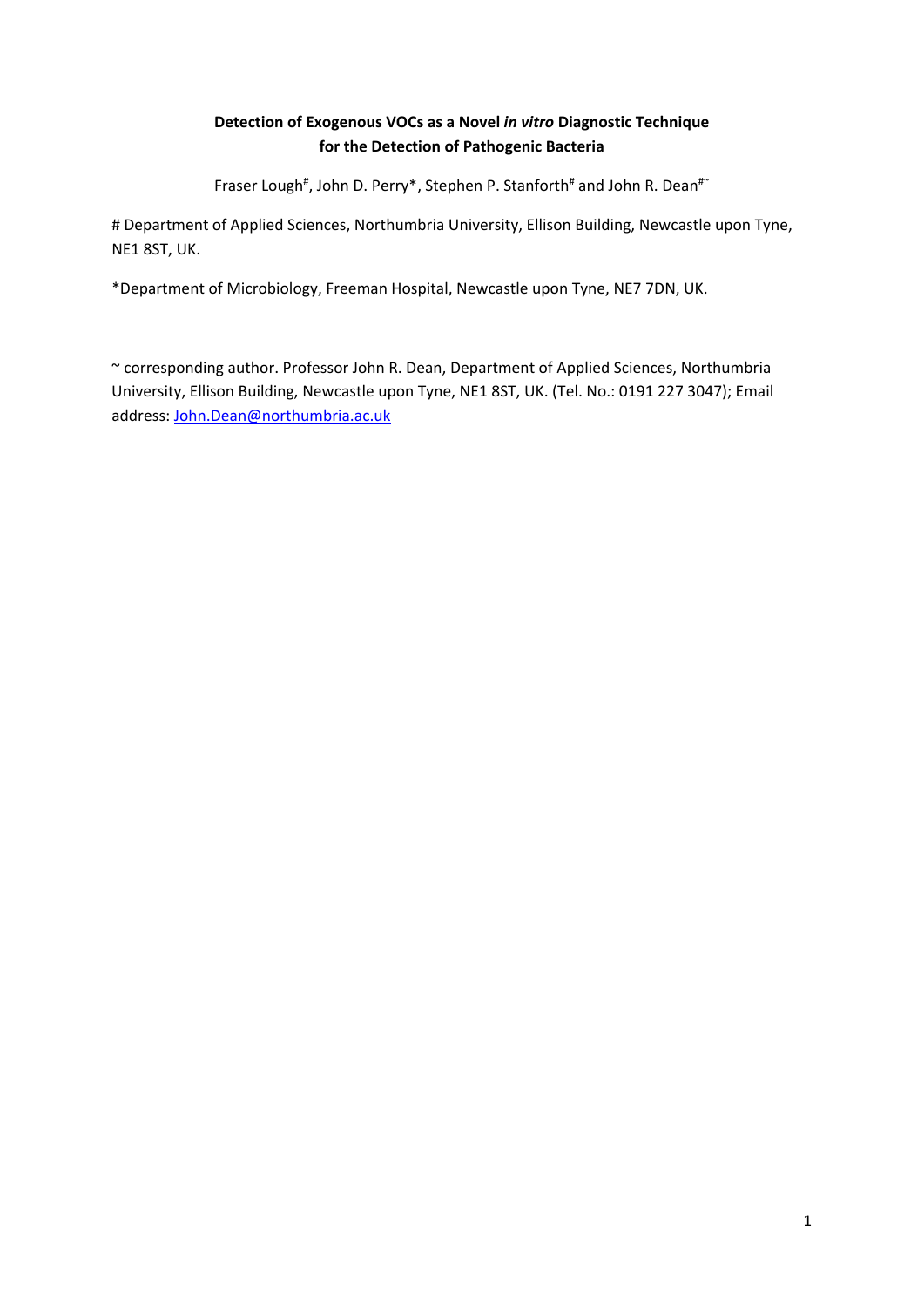**Detection of Exogenous VOCs as a Novel *in vitro* Diagnostic Technique for the Detection of Pathogenic Bacteria**

Fraser Lough[#], John D. Perry*, Stephen P. Stanforth[#] and John R. Dean[#~]

# Department of Applied Sciences, Northumbria University, Ellison Building, Newcastle upon Tyne, NE1 8ST, UK.

*Department of Microbiology, Freeman Hospital, Newcastle upon Tyne, NE7 7DN, UK.

~ corresponding author. Professor John R. Dean, Department of Applied Sciences, Northumbria University, Ellison Building, Newcastle upon Tyne, NE1 8ST, UK. (Tel. No.: 0191 227 3047); Email address: John.Dean@northumbria.ac.uk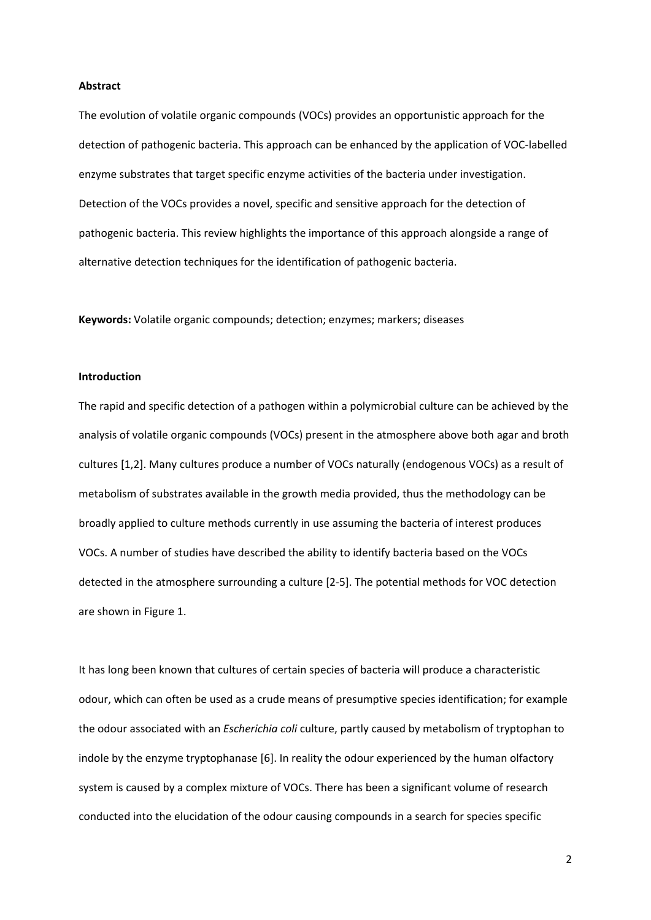**Abstract**

The evolution of volatile organic compounds (VOCs) provides an opportunistic approach for the detection of pathogenic bacteria. This approach can be enhanced by the application of VOC-labelled enzyme substrates that target specific enzyme activities of the bacteria under investigation. Detection of the VOCs provides a novel, specific and sensitive approach for the detection of pathogenic bacteria. This review highlights the importance of this approach alongside a range of alternative detection techniques for the identification of pathogenic bacteria.

**Keywords:** Volatile organic compounds; detection; enzymes; markers; diseases

**Introduction**

The rapid and specific detection of a pathogen within a polymicrobial culture can be achieved by the analysis of volatile organic compounds (VOCs) present in the atmosphere above both agar and broth cultures [1,2]. Many cultures produce a number of VOCs naturally (endogenous VOCs) as a result of metabolism of substrates available in the growth media provided, thus the methodology can be broadly applied to culture methods currently in use assuming the bacteria of interest produces VOCs. A number of studies have described the ability to identify bacteria based on the VOCs detected in the atmosphere surrounding a culture [2-5]. The potential methods for VOC detection are shown in Figure 1.

It has long been known that cultures of certain species of bacteria will produce a characteristic odour, which can often be used as a crude means of presumptive species identification; for example the odour associated with an *Escherichia coli* culture, partly caused by metabolism of tryptophan to indole by the enzyme tryptophanase [6]. In reality the odour experienced by the human olfactory system is caused by a complex mixture of VOCs. There has been a significant volume of research conducted into the elucidation of the odour causing compounds in a search for species specific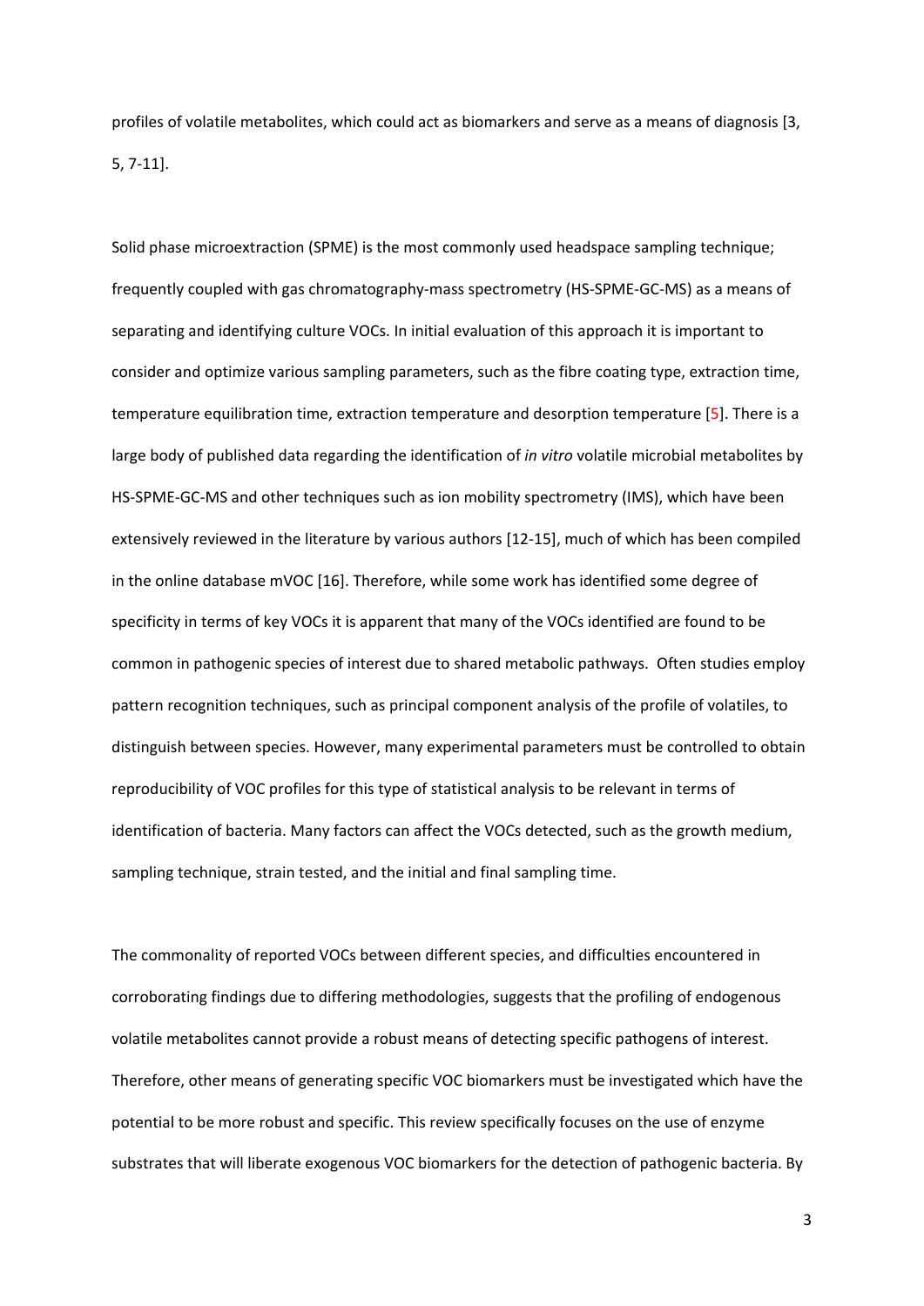profiles of volatile metabolites, which could act as biomarkers and serve as a means of diagnosis [3, 5, 7-11].

Solid phase microextraction (SPME) is the most commonly used headspace sampling technique; frequently coupled with gas chromatography-mass spectrometry (HS-SPME-GC-MS) as a means of separating and identifying culture VOCs. In initial evaluation of this approach it is important to consider and optimize various sampling parameters, such as the fibre coating type, extraction time, temperature equilibration time, extraction temperature and desorption temperature [5]. There is a large body of published data regarding the identification of *in vitro* volatile microbial metabolites by HS-SPME-GC-MS and other techniques such as ion mobility spectrometry (IMS), which have been extensively reviewed in the literature by various authors [12-15], much of which has been compiled in the online database mVOC [16]. Therefore, while some work has identified some degree of specificity in terms of key VOCs it is apparent that many of the VOCs identified are found to be common in pathogenic species of interest due to shared metabolic pathways. Often studies employ pattern recognition techniques, such as principal component analysis of the profile of volatiles, to distinguish between species. However, many experimental parameters must be controlled to obtain reproducibility of VOC profiles for this type of statistical analysis to be relevant in terms of identification of bacteria. Many factors can affect the VOCs detected, such as the growth medium, sampling technique, strain tested, and the initial and final sampling time.

The commonality of reported VOCs between different species, and difficulties encountered in corroborating findings due to differing methodologies, suggests that the profiling of endogenous volatile metabolites cannot provide a robust means of detecting specific pathogens of interest. Therefore, other means of generating specific VOC biomarkers must be investigated which have the potential to be more robust and specific. This review specifically focuses on the use of enzyme substrates that will liberate exogenous VOC biomarkers for the detection of pathogenic bacteria. By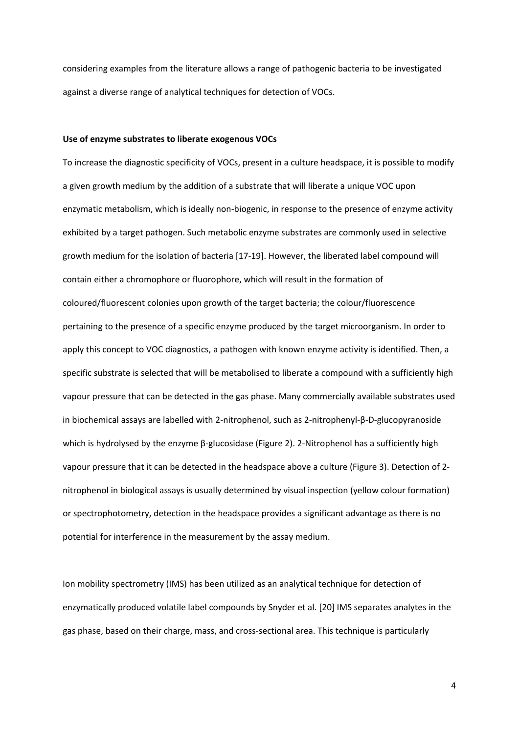considering examples from the literature allows a range of pathogenic bacteria to be investigated against a diverse range of analytical techniques for detection of VOCs.

**Use of enzyme substrates to liberate exogenous VOCs**

To increase the diagnostic specificity of VOCs, present in a culture headspace, it is possible to modify a given growth medium by the addition of a substrate that will liberate a unique VOC upon enzymatic metabolism, which is ideally non-biogenic, in response to the presence of enzyme activity exhibited by a target pathogen. Such metabolic enzyme substrates are commonly used in selective growth medium for the isolation of bacteria [17-19]. However, the liberated label compound will contain either a chromophore or fluorophore, which will result in the formation of coloured/fluorescent colonies upon growth of the target bacteria; the colour/fluorescence pertaining to the presence of a specific enzyme produced by the target microorganism. In order to apply this concept to VOC diagnostics, a pathogen with known enzyme activity is identified. Then, a specific substrate is selected that will be metabolised to liberate a compound with a sufficiently high vapour pressure that can be detected in the gas phase. Many commercially available substrates used in biochemical assays are labelled with 2-nitrophenol, such as 2-nitrophenyl-β-D-glucopyranoside which is hydrolysed by the enzyme β-glucosidase (Figure 2). 2-Nitrophenol has a sufficiently high vapour pressure that it can be detected in the headspace above a culture (Figure 3). Detection of 2-nitrophenol in biological assays is usually determined by visual inspection (yellow colour formation) or spectrophotometry, detection in the headspace provides a significant advantage as there is no potential for interference in the measurement by the assay medium.

Ion mobility spectrometry (IMS) has been utilized as an analytical technique for detection of enzymatically produced volatile label compounds by Snyder et al. [20] IMS separates analytes in the gas phase, based on their charge, mass, and cross-sectional area. This technique is particularly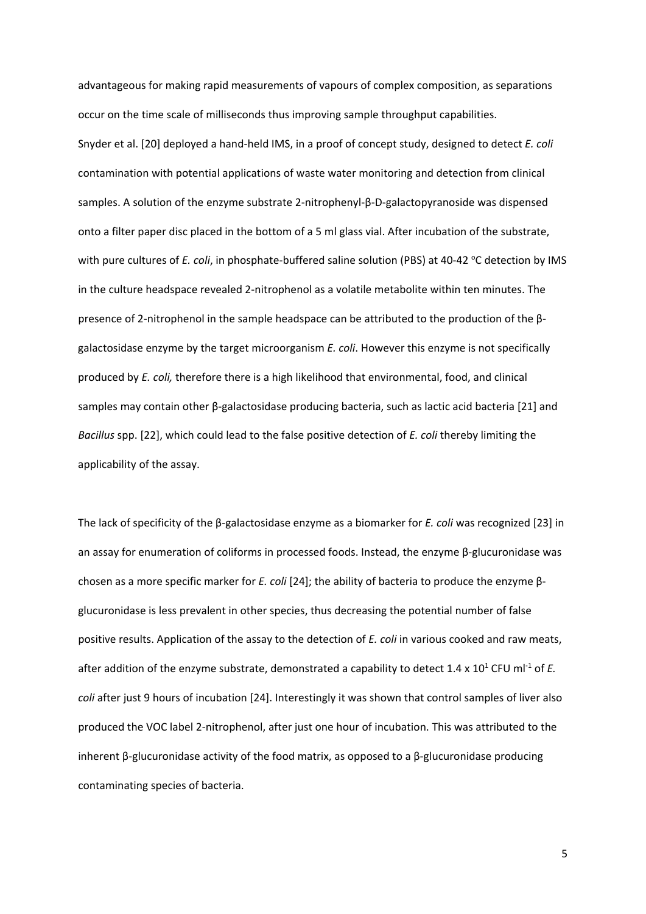advantageous for making rapid measurements of vapours of complex composition, as separations occur on the time scale of milliseconds thus improving sample throughput capabilities. Snyder et al. [20] deployed a hand-held IMS, in a proof of concept study, designed to detect *E. coli* contamination with potential applications of waste water monitoring and detection from clinical samples. A solution of the enzyme substrate 2-nitrophenyl-β-D-galactopyranoside was dispensed onto a filter paper disc placed in the bottom of a 5 ml glass vial. After incubation of the substrate, with pure cultures of *E. coli*, in phosphate-buffered saline solution (PBS) at 40-42 °C detection by IMS in the culture headspace revealed 2-nitrophenol as a volatile metabolite within ten minutes. The presence of 2-nitrophenol in the sample headspace can be attributed to the production of the β-galactosidase enzyme by the target microorganism *E. coli*. However this enzyme is not specifically produced by *E. coli,* therefore there is a high likelihood that environmental, food, and clinical samples may contain other β-galactosidase producing bacteria, such as lactic acid bacteria [21] and *Bacillus* spp. [22], which could lead to the false positive detection of *E. coli* thereby limiting the applicability of the assay.

The lack of specificity of the β-galactosidase enzyme as a biomarker for *E. coli* was recognized [23] in an assay for enumeration of coliforms in processed foods. Instead, the enzyme β-glucuronidase was chosen as a more specific marker for *E. coli* [24]; the ability of bacteria to produce the enzyme β-glucuronidase is less prevalent in other species, thus decreasing the potential number of false positive results. Application of the assay to the detection of *E. coli* in various cooked and raw meats, after addition of the enzyme substrate, demonstrated a capability to detect $1.4 \times 10^{1}$ CFU ml$^{-1}$ of *E. coli* after just 9 hours of incubation [24]. Interestingly it was shown that control samples of liver also produced the VOC label 2-nitrophenol, after just one hour of incubation. This was attributed to the inherent β-glucuronidase activity of the food matrix, as opposed to a β-glucuronidase producing contaminating species of bacteria.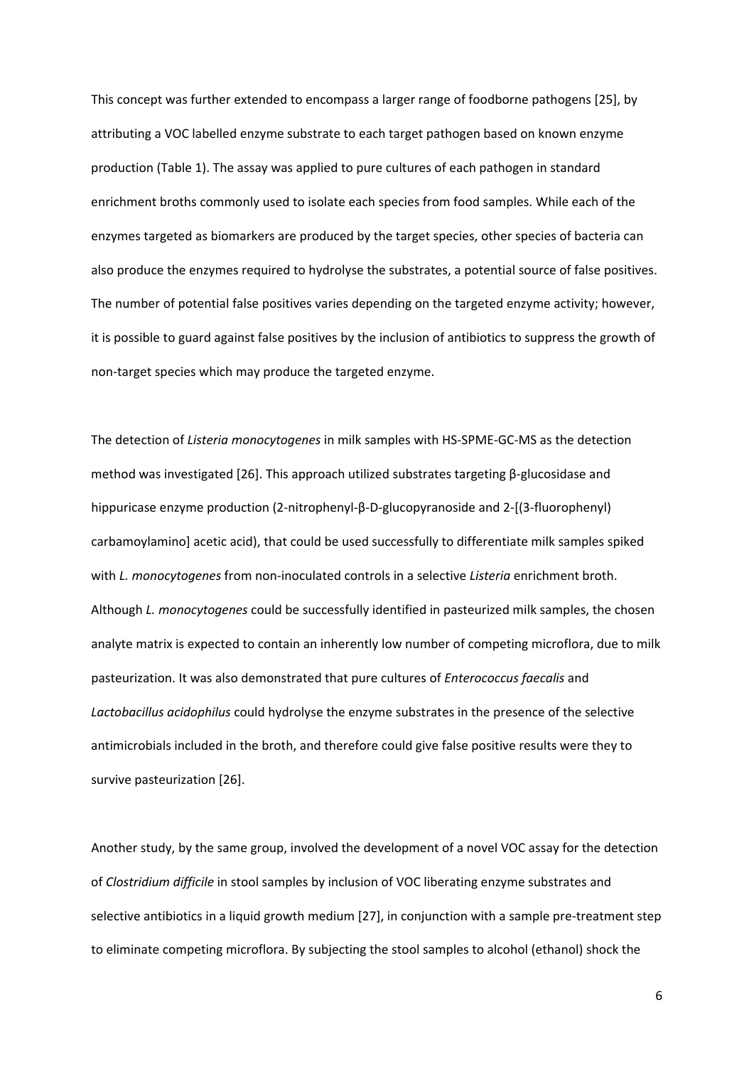This concept was further extended to encompass a larger range of foodborne pathogens [25], by attributing a VOC labelled enzyme substrate to each target pathogen based on known enzyme production (Table 1). The assay was applied to pure cultures of each pathogen in standard enrichment broths commonly used to isolate each species from food samples. While each of the enzymes targeted as biomarkers are produced by the target species, other species of bacteria can also produce the enzymes required to hydrolyse the substrates, a potential source of false positives. The number of potential false positives varies depending on the targeted enzyme activity; however, it is possible to guard against false positives by the inclusion of antibiotics to suppress the growth of non-target species which may produce the targeted enzyme.

The detection of *Listeria monocytogenes* in milk samples with HS-SPME-GC-MS as the detection method was investigated [26]. This approach utilized substrates targeting β-glucosidase and hippuricase enzyme production (2-nitrophenyl-β-D-glucopyranoside and 2-[(3-fluorophenyl) carbamoylamino] acetic acid), that could be used successfully to differentiate milk samples spiked with *L. monocytogenes* from non-inoculated controls in a selective *Listeria* enrichment broth. Although *L. monocytogenes* could be successfully identified in pasteurized milk samples, the chosen analyte matrix is expected to contain an inherently low number of competing microflora, due to milk pasteurization. It was also demonstrated that pure cultures of *Enterococcus faecalis* and *Lactobacillus acidophilus* could hydrolyse the enzyme substrates in the presence of the selective antimicrobials included in the broth, and therefore could give false positive results were they to survive pasteurization [26].

Another study, by the same group, involved the development of a novel VOC assay for the detection of *Clostridium difficile* in stool samples by inclusion of VOC liberating enzyme substrates and selective antibiotics in a liquid growth medium [27], in conjunction with a sample pre-treatment step to eliminate competing microflora. By subjecting the stool samples to alcohol (ethanol) shock the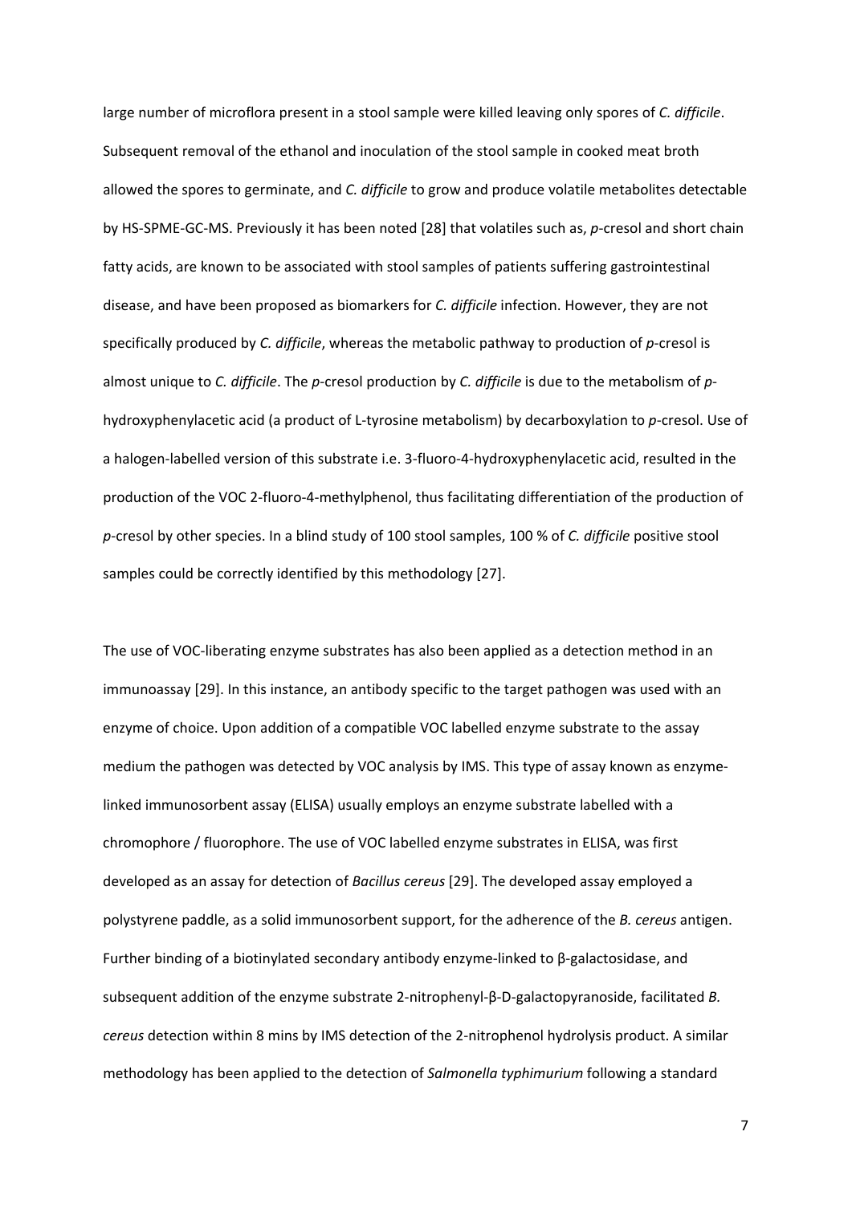large number of microflora present in a stool sample were killed leaving only spores of *C. difficile*. Subsequent removal of the ethanol and inoculation of the stool sample in cooked meat broth allowed the spores to germinate, and *C. difficile* to grow and produce volatile metabolites detectable by HS-SPME-GC-MS. Previously it has been noted [28] that volatiles such as, *p*-cresol and short chain fatty acids, are known to be associated with stool samples of patients suffering gastrointestinal disease, and have been proposed as biomarkers for *C. difficile* infection. However, they are not specifically produced by *C. difficile*, whereas the metabolic pathway to production of *p*-cresol is almost unique to *C. difficile*. The *p*-cresol production by *C. difficile* is due to the metabolism of *p*-hydroxyphenylacetic acid (a product of L-tyrosine metabolism) by decarboxylation to *p*-cresol. Use of a halogen-labelled version of this substrate i.e. 3-fluoro-4-hydroxyphenylacetic acid, resulted in the production of the VOC 2-fluoro-4-methylphenol, thus facilitating differentiation of the production of *p*-cresol by other species. In a blind study of 100 stool samples, 100 % of *C. difficile* positive stool samples could be correctly identified by this methodology [27].

The use of VOC-liberating enzyme substrates has also been applied as a detection method in an immunoassay [29]. In this instance, an antibody specific to the target pathogen was used with an enzyme of choice. Upon addition of a compatible VOC labelled enzyme substrate to the assay medium the pathogen was detected by VOC analysis by IMS. This type of assay known as enzyme-linked immunosorbent assay (ELISA) usually employs an enzyme substrate labelled with a chromophore / fluorophore. The use of VOC labelled enzyme substrates in ELISA, was first developed as an assay for detection of *Bacillus cereus* [29]. The developed assay employed a polystyrene paddle, as a solid immunosorbent support, for the adherence of the *B. cereus* antigen. Further binding of a biotinylated secondary antibody enzyme-linked to β-galactosidase, and subsequent addition of the enzyme substrate 2-nitrophenyl-β-D-galactopyranoside, facilitated *B. cereus* detection within 8 mins by IMS detection of the 2-nitrophenol hydrolysis product. A similar methodology has been applied to the detection of *Salmonella typhimurium* following a standard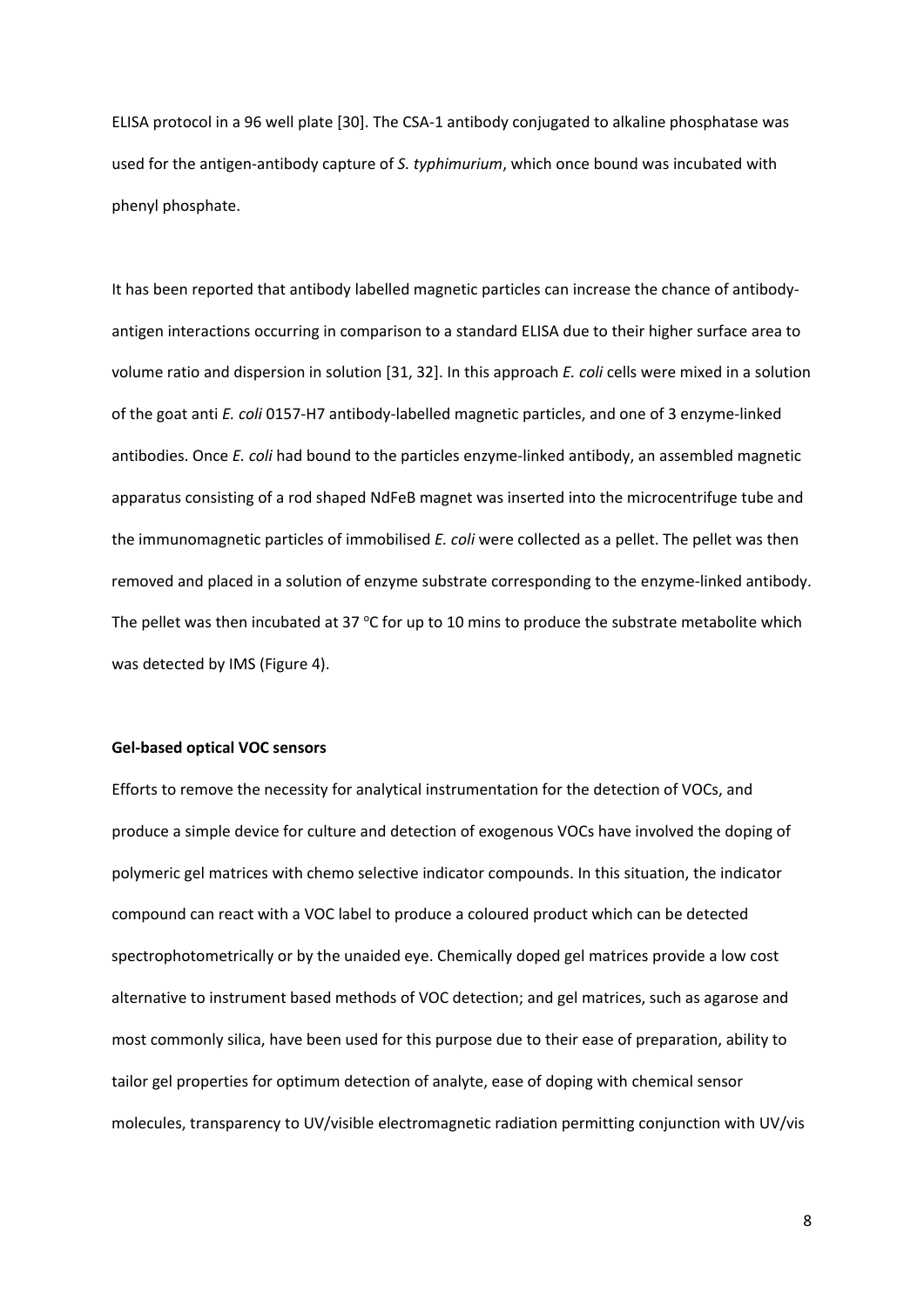ELISA protocol in a 96 well plate [30]. The CSA-1 antibody conjugated to alkaline phosphatase was used for the antigen-antibody capture of *S. typhimurium*, which once bound was incubated with phenyl phosphate.

It has been reported that antibody labelled magnetic particles can increase the chance of antibody-antigen interactions occurring in comparison to a standard ELISA due to their higher surface area to volume ratio and dispersion in solution [31, 32]. In this approach *E. coli* cells were mixed in a solution of the goat anti *E. coli* 0157-H7 antibody-labelled magnetic particles, and one of 3 enzyme-linked antibodies. Once *E. coli* had bound to the particles enzyme-linked antibody, an assembled magnetic apparatus consisting of a rod shaped NdFeB magnet was inserted into the microcentrifuge tube and the immunomagnetic particles of immobilised *E. coli* were collected as a pellet. The pellet was then removed and placed in a solution of enzyme substrate corresponding to the enzyme-linked antibody. The pellet was then incubated at 37 °C for up to 10 mins to produce the substrate metabolite which was detected by IMS (Figure 4).

**Gel-based optical VOC sensors**

Efforts to remove the necessity for analytical instrumentation for the detection of VOCs, and produce a simple device for culture and detection of exogenous VOCs have involved the doping of polymeric gel matrices with chemo selective indicator compounds. In this situation, the indicator compound can react with a VOC label to produce a coloured product which can be detected spectrophotometrically or by the unaided eye. Chemically doped gel matrices provide a low cost alternative to instrument based methods of VOC detection; and gel matrices, such as agarose and most commonly silica, have been used for this purpose due to their ease of preparation, ability to tailor gel properties for optimum detection of analyte, ease of doping with chemical sensor molecules, transparency to UV/visible electromagnetic radiation permitting conjunction with UV/vis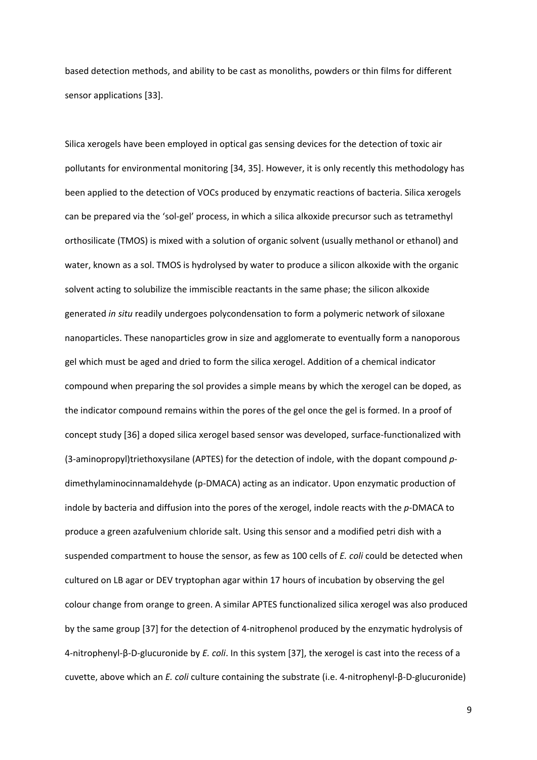based detection methods, and ability to be cast as monoliths, powders or thin films for different sensor applications [33].

Silica xerogels have been employed in optical gas sensing devices for the detection of toxic air pollutants for environmental monitoring [34, 35]. However, it is only recently this methodology has been applied to the detection of VOCs produced by enzymatic reactions of bacteria. Silica xerogels can be prepared via the 'sol-gel' process, in which a silica alkoxide precursor such as tetramethyl orthosilicate (TMOS) is mixed with a solution of organic solvent (usually methanol or ethanol) and water, known as a sol. TMOS is hydrolysed by water to produce a silicon alkoxide with the organic solvent acting to solubilize the immiscible reactants in the same phase; the silicon alkoxide generated *in situ* readily undergoes polycondensation to form a polymeric network of siloxane nanoparticles. These nanoparticles grow in size and agglomerate to eventually form a nanoporous gel which must be aged and dried to form the silica xerogel. Addition of a chemical indicator compound when preparing the sol provides a simple means by which the xerogel can be doped, as the indicator compound remains within the pores of the gel once the gel is formed. In a proof of concept study [36] a doped silica xerogel based sensor was developed, surface-functionalized with (3-aminopropyl)triethoxysilane (APTES) for the detection of indole, with the dopant compound *p*-dimethylaminocinnamaldehyde (p-DMACA) acting as an indicator. Upon enzymatic production of indole by bacteria and diffusion into the pores of the xerogel, indole reacts with the *p*-DMACA to produce a green azafulvenium chloride salt. Using this sensor and a modified petri dish with a suspended compartment to house the sensor, as few as 100 cells of *E. coli* could be detected when cultured on LB agar or DEV tryptophan agar within 17 hours of incubation by observing the gel colour change from orange to green. A similar APTES functionalized silica xerogel was also produced by the same group [37] for the detection of 4-nitrophenol produced by the enzymatic hydrolysis of 4-nitrophenyl-β-D-glucuronide by *E. coli*. In this system [37], the xerogel is cast into the recess of a cuvette, above which an *E. coli* culture containing the substrate (i.e. 4-nitrophenyl-β-D-glucuronide)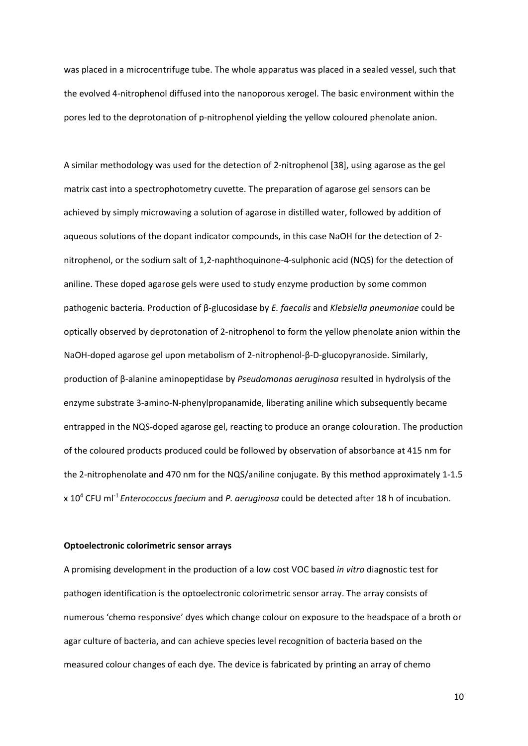was placed in a microcentrifuge tube. The whole apparatus was placed in a sealed vessel, such that the evolved 4-nitrophenol diffused into the nanoporous xerogel. The basic environment within the pores led to the deprotonation of p-nitrophenol yielding the yellow coloured phenolate anion.

A similar methodology was used for the detection of 2-nitrophenol [38], using agarose as the gel matrix cast into a spectrophotometry cuvette. The preparation of agarose gel sensors can be achieved by simply microwaving a solution of agarose in distilled water, followed by addition of aqueous solutions of the dopant indicator compounds, in this case NaOH for the detection of 2-nitrophenol, or the sodium salt of 1,2-naphthoquinone-4-sulphonic acid (NQS) for the detection of aniline. These doped agarose gels were used to study enzyme production by some common pathogenic bacteria. Production of β-glucosidase by *E. faecalis* and *Klebsiella pneumoniae* could be optically observed by deprotonation of 2-nitrophenol to form the yellow phenolate anion within the NaOH-doped agarose gel upon metabolism of 2-nitrophenol-β-D-glucopyranoside. Similarly, production of β-alanine aminopeptidase by *Pseudomonas aeruginosa* resulted in hydrolysis of the enzyme substrate 3-amino-N-phenylpropanamide, liberating aniline which subsequently became entrapped in the NQS-doped agarose gel, reacting to produce an orange colouration. The production of the coloured products produced could be followed by observation of absorbance at 415 nm for the 2-nitrophenolate and 470 nm for the NQS/aniline conjugate. By this method approximately 1-1.5 x $10^4$ CFU $ml^{-1}$ *Enterococcus faecium* and *P. aeruginosa* could be detected after 18 h of incubation.

**Optoelectronic colorimetric sensor arrays**

A promising development in the production of a low cost VOC based *in vitro* diagnostic test for pathogen identification is the optoelectronic colorimetric sensor array. The array consists of numerous 'chemo responsive' dyes which change colour on exposure to the headspace of a broth or agar culture of bacteria, and can achieve species level recognition of bacteria based on the measured colour changes of each dye. The device is fabricated by printing an array of chemo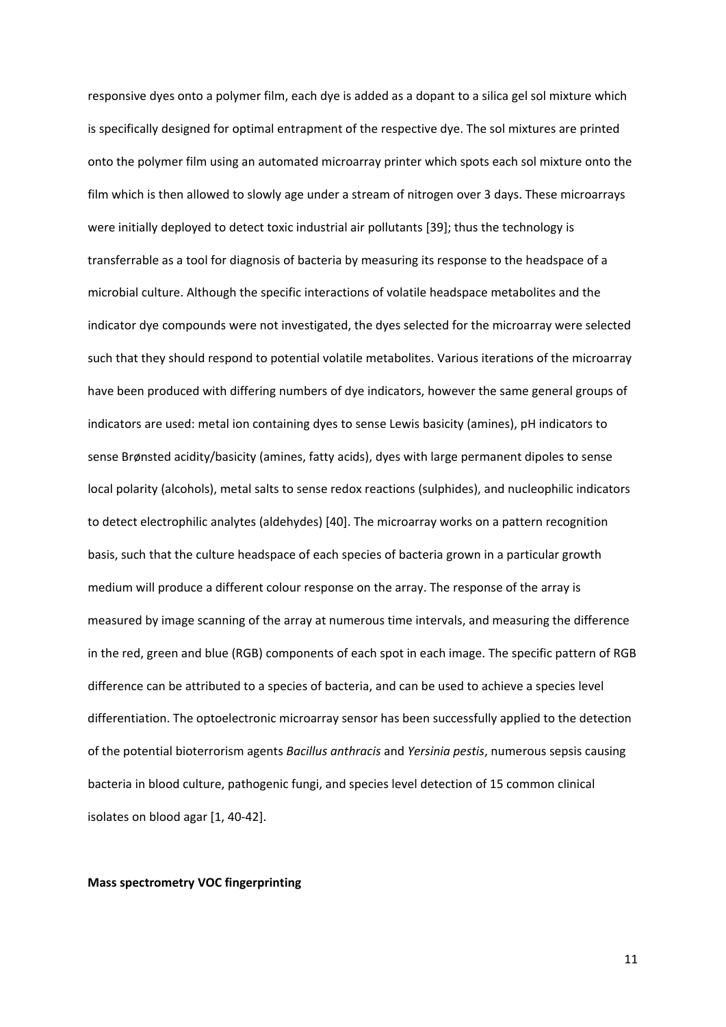responsive dyes onto a polymer film, each dye is added as a dopant to a silica gel sol mixture which is specifically designed for optimal entrapment of the respective dye. The sol mixtures are printed onto the polymer film using an automated microarray printer which spots each sol mixture onto the film which is then allowed to slowly age under a stream of nitrogen over 3 days. These microarrays were initially deployed to detect toxic industrial air pollutants [39]; thus the technology is transferrable as a tool for diagnosis of bacteria by measuring its response to the headspace of a microbial culture. Although the specific interactions of volatile headspace metabolites and the indicator dye compounds were not investigated, the dyes selected for the microarray were selected such that they should respond to potential volatile metabolites. Various iterations of the microarray have been produced with differing numbers of dye indicators, however the same general groups of indicators are used: metal ion containing dyes to sense Lewis basicity (amines), pH indicators to sense Brønsted acidity/basicity (amines, fatty acids), dyes with large permanent dipoles to sense local polarity (alcohols), metal salts to sense redox reactions (sulphides), and nucleophilic indicators to detect electrophilic analytes (aldehydes) [40]. The microarray works on a pattern recognition basis, such that the culture headspace of each species of bacteria grown in a particular growth medium will produce a different colour response on the array. The response of the array is measured by image scanning of the array at numerous time intervals, and measuring the difference in the red, green and blue (RGB) components of each spot in each image. The specific pattern of RGB difference can be attributed to a species of bacteria, and can be used to achieve a species level differentiation. The optoelectronic microarray sensor has been successfully applied to the detection of the potential bioterrorism agents *Bacillus anthracis* and *Yersinia pestis*, numerous sepsis causing bacteria in blood culture, pathogenic fungi, and species level detection of 15 common clinical isolates on blood agar [1, 40-42].

**Mass spectrometry VOC fingerprinting**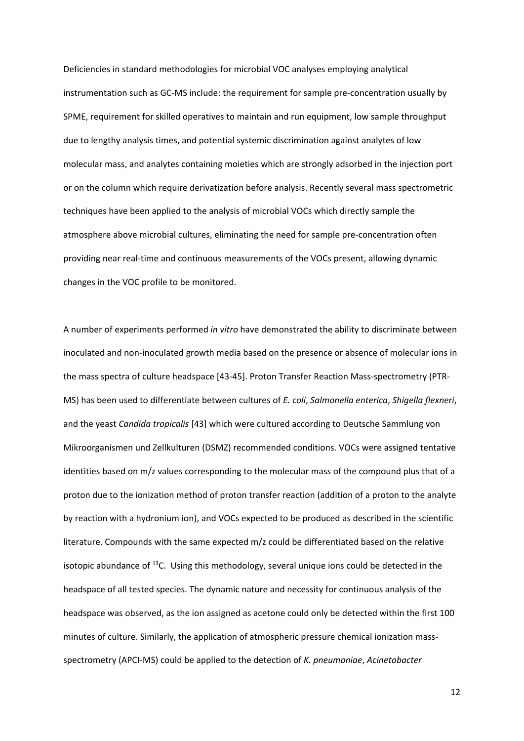Deficiencies in standard methodologies for microbial VOC analyses employing analytical instrumentation such as GC-MS include: the requirement for sample pre-concentration usually by SPME, requirement for skilled operatives to maintain and run equipment, low sample throughput due to lengthy analysis times, and potential systemic discrimination against analytes of low molecular mass, and analytes containing moieties which are strongly adsorbed in the injection port or on the column which require derivatization before analysis. Recently several mass spectrometric techniques have been applied to the analysis of microbial VOCs which directly sample the atmosphere above microbial cultures, eliminating the need for sample pre-concentration often providing near real-time and continuous measurements of the VOCs present, allowing dynamic changes in the VOC profile to be monitored.

A number of experiments performed *in vitro* have demonstrated the ability to discriminate between inoculated and non-inoculated growth media based on the presence or absence of molecular ions in the mass spectra of culture headspace [43-45]. Proton Transfer Reaction Mass-spectrometry (PTR-MS) has been used to differentiate between cultures of *E. coli*, *Salmonella enterica*, *Shigella flexneri*, and the yeast *Candida tropicalis* [43] which were cultured according to Deutsche Sammlung von Mikroorganismen und Zellkulturen (DSMZ) recommended conditions. VOCs were assigned tentative identities based on m/z values corresponding to the molecular mass of the compound plus that of a proton due to the ionization method of proton transfer reaction (addition of a proton to the analyte by reaction with a hydronium ion), and VOCs expected to be produced as described in the scientific literature. Compounds with the same expected m/z could be differentiated based on the relative isotopic abundance of $^{13}C$. Using this methodology, several unique ions could be detected in the headspace of all tested species. The dynamic nature and necessity for continuous analysis of the headspace was observed, as the ion assigned as acetone could only be detected within the first 100 minutes of culture. Similarly, the application of atmospheric pressure chemical ionization mass-spectrometry (APCI-MS) could be applied to the detection of *K. pneumoniae*, *Acinetobacter*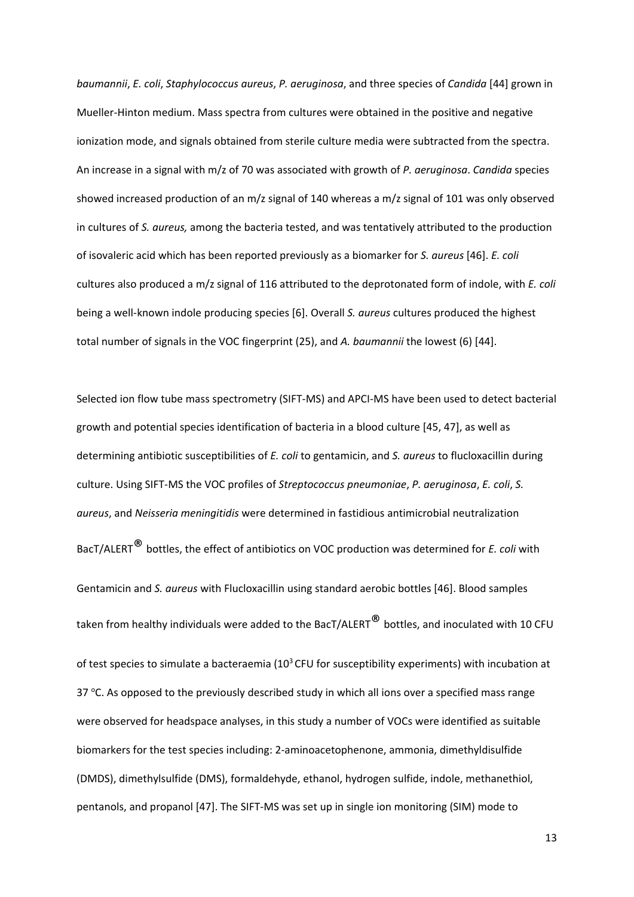*baumannii*, *E. coli*, *Staphylococcus aureus*, *P. aeruginosa*, and three species of *Candida* [44] grown in Mueller-Hinton medium. Mass spectra from cultures were obtained in the positive and negative ionization mode, and signals obtained from sterile culture media were subtracted from the spectra. An increase in a signal with m/z of 70 was associated with growth of *P. aeruginosa*. *Candida* species showed increased production of an m/z signal of 140 whereas a m/z signal of 101 was only observed in cultures of *S. aureus,* among the bacteria tested, and was tentatively attributed to the production of isovaleric acid which has been reported previously as a biomarker for *S. aureus* [46]. *E. coli* cultures also produced a m/z signal of 116 attributed to the deprotonated form of indole, with *E. coli* being a well-known indole producing species [6]. Overall *S. aureus* cultures produced the highest total number of signals in the VOC fingerprint (25), and *A. baumannii* the lowest (6) [44].

Selected ion flow tube mass spectrometry (SIFT-MS) and APCI-MS have been used to detect bacterial growth and potential species identification of bacteria in a blood culture [45, 47], as well as determining antibiotic susceptibilities of *E. coli* to gentamicin, and *S. aureus* to flucloxacillin during culture. Using SIFT-MS the VOC profiles of *Streptococcus pneumoniae*, *P. aeruginosa*, *E. coli*, *S. aureus*, and *Neisseria meningitidis* were determined in fastidious antimicrobial neutralization BacT/ALERT® bottles, the effect of antibiotics on VOC production was determined for *E. coli* with Gentamicin and *S. aureus* with Flucloxacillin using standard aerobic bottles [46]. Blood samples taken from healthy individuals were added to the BacT/ALERT® bottles, and inoculated with 10 CFU of test species to simulate a bacteraemia ($10^3$ CFU for susceptibility experiments) with incubation at 37 °C. As opposed to the previously described study in which all ions over a specified mass range were observed for headspace analyses, in this study a number of VOCs were identified as suitable biomarkers for the test species including: 2-aminoacetophenone, ammonia, dimethyldisulfide (DMDS), dimethylsulfide (DMS), formaldehyde, ethanol, hydrogen sulfide, indole, methanethiol, pentanols, and propanol [47]. The SIFT-MS was set up in single ion monitoring (SIM) mode to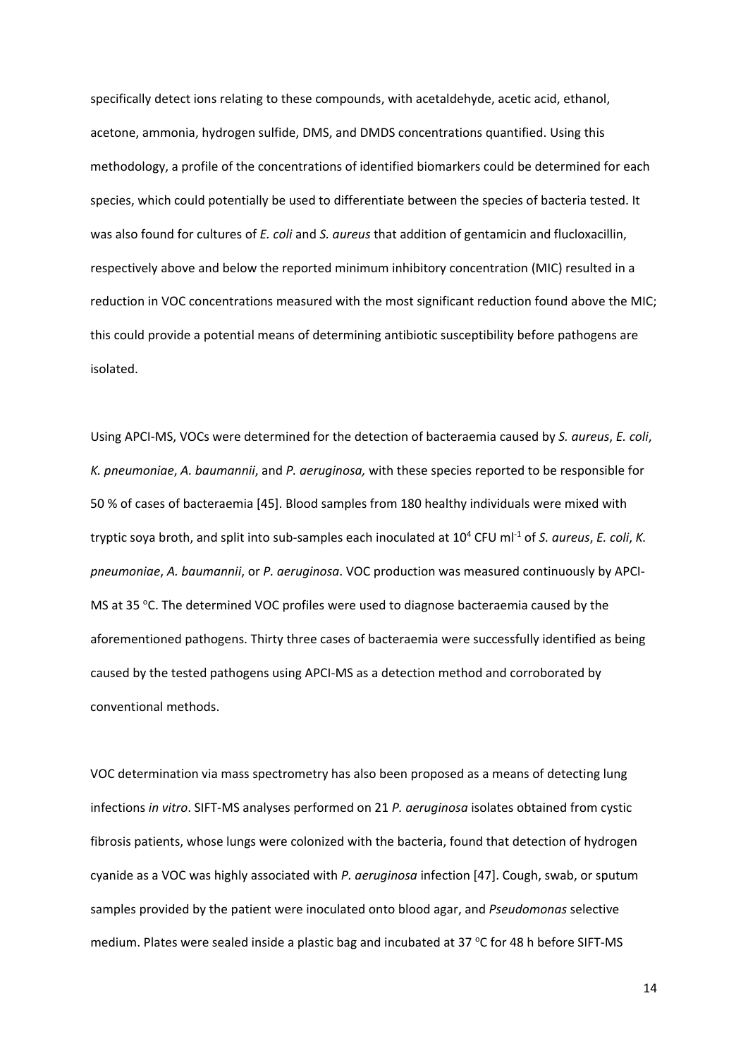specifically detect ions relating to these compounds, with acetaldehyde, acetic acid, ethanol, acetone, ammonia, hydrogen sulfide, DMS, and DMDS concentrations quantified. Using this methodology, a profile of the concentrations of identified biomarkers could be determined for each species, which could potentially be used to differentiate between the species of bacteria tested. It was also found for cultures of *E. coli* and *S. aureus* that addition of gentamicin and flucloxacillin, respectively above and below the reported minimum inhibitory concentration (MIC) resulted in a reduction in VOC concentrations measured with the most significant reduction found above the MIC; this could provide a potential means of determining antibiotic susceptibility before pathogens are isolated.

Using APCI-MS, VOCs were determined for the detection of bacteraemia caused by *S. aureus*, *E. coli*, *K. pneumoniae*, *A. baumannii*, and *P. aeruginosa,* with these species reported to be responsible for 50 % of cases of bacteraemia [45]. Blood samples from 180 healthy individuals were mixed with tryptic soya broth, and split into sub-samples each inoculated at $10^4$ CFU $ml^{-1}$ of *S. aureus*, *E. coli*, *K. pneumoniae*, *A. baumannii*, or *P. aeruginosa*. VOC production was measured continuously by APCI-MS at 35 °C. The determined VOC profiles were used to diagnose bacteraemia caused by the aforementioned pathogens. Thirty three cases of bacteraemia were successfully identified as being caused by the tested pathogens using APCI-MS as a detection method and corroborated by conventional methods.

VOC determination via mass spectrometry has also been proposed as a means of detecting lung infections *in vitro*. SIFT-MS analyses performed on 21 *P. aeruginosa* isolates obtained from cystic fibrosis patients, whose lungs were colonized with the bacteria, found that detection of hydrogen cyanide as a VOC was highly associated with *P. aeruginosa* infection [47]. Cough, swab, or sputum samples provided by the patient were inoculated onto blood agar, and *Pseudomonas* selective medium. Plates were sealed inside a plastic bag and incubated at 37 °C for 48 h before SIFT-MS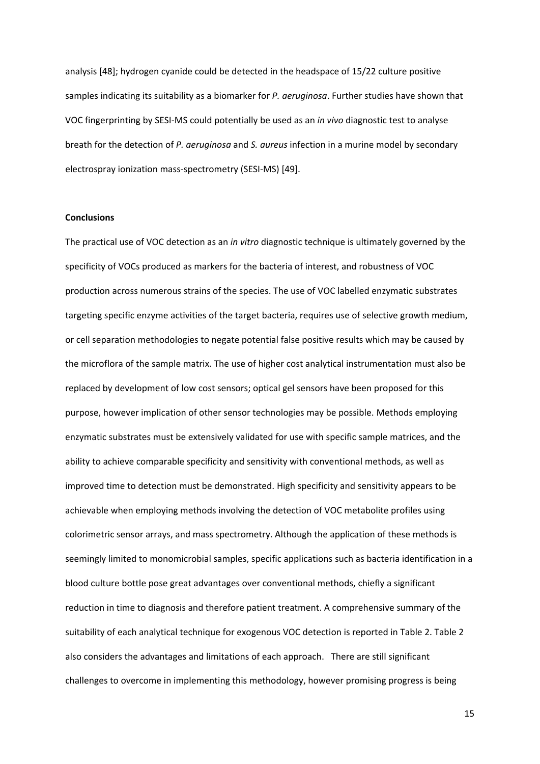analysis [48]; hydrogen cyanide could be detected in the headspace of 15/22 culture positive samples indicating its suitability as a biomarker for *P. aeruginosa*. Further studies have shown that VOC fingerprinting by SESI-MS could potentially be used as an *in vivo* diagnostic test to analyse breath for the detection of *P. aeruginosa* and *S. aureus* infection in a murine model by secondary electrospray ionization mass-spectrometry (SESI-MS) [49].

**Conclusions**

The practical use of VOC detection as an *in vitro* diagnostic technique is ultimately governed by the specificity of VOCs produced as markers for the bacteria of interest, and robustness of VOC production across numerous strains of the species. The use of VOC labelled enzymatic substrates targeting specific enzyme activities of the target bacteria, requires use of selective growth medium, or cell separation methodologies to negate potential false positive results which may be caused by the microflora of the sample matrix. The use of higher cost analytical instrumentation must also be replaced by development of low cost sensors; optical gel sensors have been proposed for this purpose, however implication of other sensor technologies may be possible. Methods employing enzymatic substrates must be extensively validated for use with specific sample matrices, and the ability to achieve comparable specificity and sensitivity with conventional methods, as well as improved time to detection must be demonstrated. High specificity and sensitivity appears to be achievable when employing methods involving the detection of VOC metabolite profiles using colorimetric sensor arrays, and mass spectrometry. Although the application of these methods is seemingly limited to monomicrobial samples, specific applications such as bacteria identification in a blood culture bottle pose great advantages over conventional methods, chiefly a significant reduction in time to diagnosis and therefore patient treatment. A comprehensive summary of the suitability of each analytical technique for exogenous VOC detection is reported in Table 2. Table 2 also considers the advantages and limitations of each approach. There are still significant challenges to overcome in implementing this methodology, however promising progress is being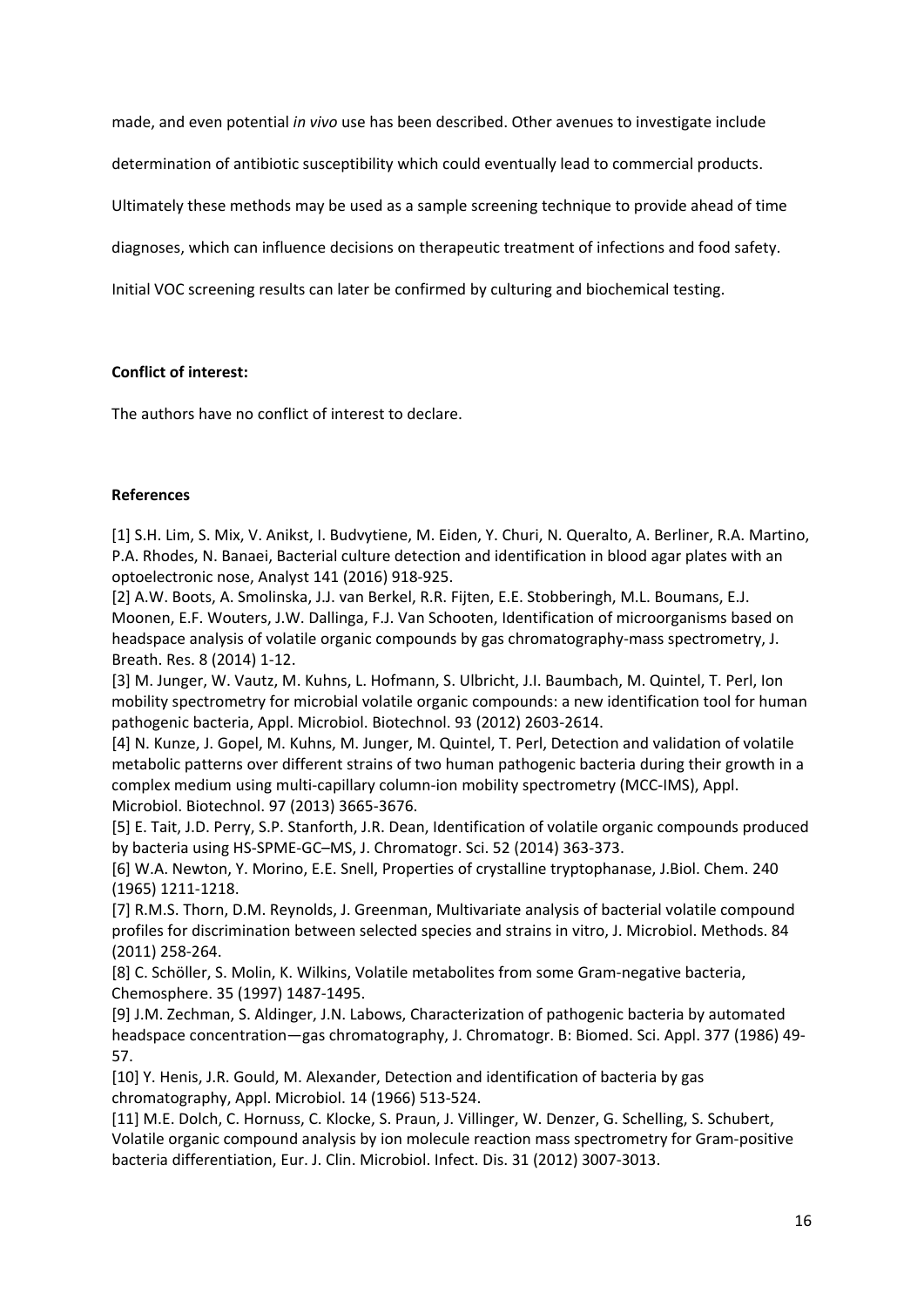made, and even potential *in vivo* use has been described. Other avenues to investigate include determination of antibiotic susceptibility which could eventually lead to commercial products. Ultimately these methods may be used as a sample screening technique to provide ahead of time diagnoses, which can influence decisions on therapeutic treatment of infections and food safety. Initial VOC screening results can later be confirmed by culturing and biochemical testing.

**Conflict of interest:**

The authors have no conflict of interest to declare.

**References**

[1] S.H. Lim, S. Mix, V. Anikst, I. Budvytiene, M. Eiden, Y. Churi, N. Queralto, A. Berliner, R.A. Martino, P.A. Rhodes, N. Banaei, Bacterial culture detection and identification in blood agar plates with an optoelectronic nose, Analyst 141 (2016) 918-925.

[2] A.W. Boots, A. Smolinska, J.J. van Berkel, R.R. Fijten, E.E. Stobberingh, M.L. Boumans, E.J. Moonen, E.F. Wouters, J.W. Dallinga, F.J. Van Schooten, Identification of microorganisms based on headspace analysis of volatile organic compounds by gas chromatography-mass spectrometry, J. Breath. Res. 8 (2014) 1-12.

[3] M. Junger, W. Vautz, M. Kuhns, L. Hofmann, S. Ulbricht, J.I. Baumbach, M. Quintel, T. Perl, Ion mobility spectrometry for microbial volatile organic compounds: a new identification tool for human pathogenic bacteria, Appl. Microbiol. Biotechnol. 93 (2012) 2603-2614.

[4] N. Kunze, J. Gopel, M. Kuhns, M. Junger, M. Quintel, T. Perl, Detection and validation of volatile metabolic patterns over different strains of two human pathogenic bacteria during their growth in a complex medium using multi-capillary column-ion mobility spectrometry (MCC-IMS), Appl. Microbiol. Biotechnol. 97 (2013) 3665-3676.

[5] E. Tait, J.D. Perry, S.P. Stanforth, J.R. Dean, Identification of volatile organic compounds produced by bacteria using HS-SPME-GC–MS, J. Chromatogr. Sci. 52 (2014) 363-373.

[6] W.A. Newton, Y. Morino, E.E. Snell, Properties of crystalline tryptophanase, J.Biol. Chem. 240 (1965) 1211-1218.

[7] R.M.S. Thorn, D.M. Reynolds, J. Greenman, Multivariate analysis of bacterial volatile compound profiles for discrimination between selected species and strains in vitro, J. Microbiol. Methods. 84 (2011) 258-264.

[8] C. Schöller, S. Molin, K. Wilkins, Volatile metabolites from some Gram-negative bacteria, Chemosphere. 35 (1997) 1487-1495.

[9] J.M. Zechman, S. Aldinger, J.N. Labows, Characterization of pathogenic bacteria by automated headspace concentration—gas chromatography, J. Chromatogr. B: Biomed. Sci. Appl. 377 (1986) 49-57.

[10] Y. Henis, J.R. Gould, M. Alexander, Detection and identification of bacteria by gas chromatography, Appl. Microbiol. 14 (1966) 513-524.

[11] M.E. Dolch, C. Hornuss, C. Klocke, S. Praun, J. Villinger, W. Denzer, G. Schelling, S. Schubert, Volatile organic compound analysis by ion molecule reaction mass spectrometry for Gram-positive bacteria differentiation, Eur. J. Clin. Microbiol. Infect. Dis. 31 (2012) 3007-3013.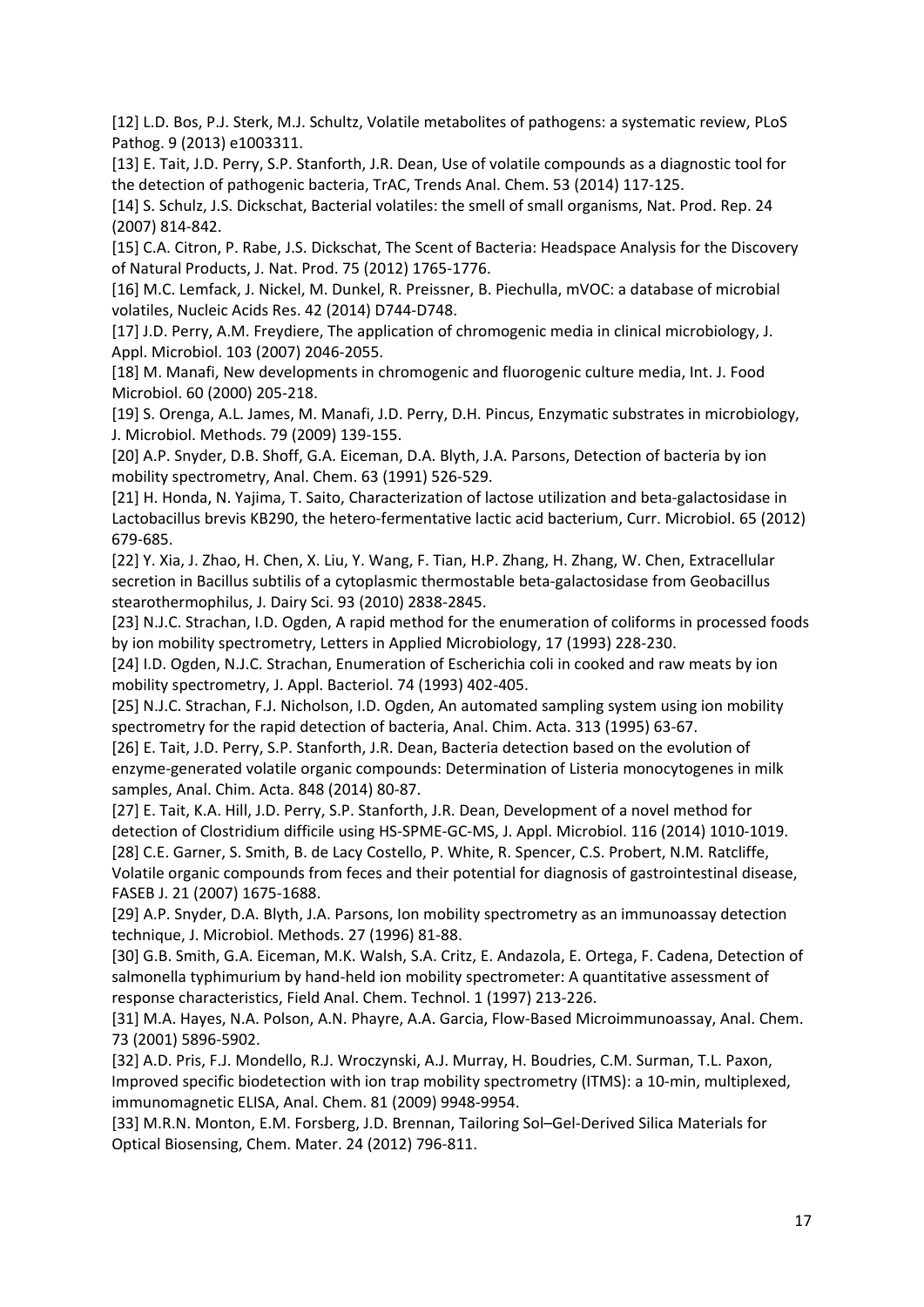[12] L.D. Bos, P.J. Sterk, M.J. Schultz, Volatile metabolites of pathogens: a systematic review, PLoS Pathog. 9 (2013) e1003311.

[13] E. Tait, J.D. Perry, S.P. Stanforth, J.R. Dean, Use of volatile compounds as a diagnostic tool for the detection of pathogenic bacteria, TrAC, Trends Anal. Chem. 53 (2014) 117-125.

[14] S. Schulz, J.S. Dickschat, Bacterial volatiles: the smell of small organisms, Nat. Prod. Rep. 24 (2007) 814-842.

[15] C.A. Citron, P. Rabe, J.S. Dickschat, The Scent of Bacteria: Headspace Analysis for the Discovery of Natural Products, J. Nat. Prod. 75 (2012) 1765-1776.

[16] M.C. Lemfack, J. Nickel, M. Dunkel, R. Preissner, B. Piechulla, mVOC: a database of microbial volatiles, Nucleic Acids Res. 42 (2014) D744-D748.

[17] J.D. Perry, A.M. Freydiere, The application of chromogenic media in clinical microbiology, J. Appl. Microbiol. 103 (2007) 2046-2055.

[18] M. Manafi, New developments in chromogenic and fluorogenic culture media, Int. J. Food Microbiol. 60 (2000) 205-218.

[19] S. Orenga, A.L. James, M. Manafi, J.D. Perry, D.H. Pincus, Enzymatic substrates in microbiology, J. Microbiol. Methods. 79 (2009) 139-155.

[20] A.P. Snyder, D.B. Shoff, G.A. Eiceman, D.A. Blyth, J.A. Parsons, Detection of bacteria by ion mobility spectrometry, Anal. Chem. 63 (1991) 526-529.

[21] H. Honda, N. Yajima, T. Saito, Characterization of lactose utilization and beta-galactosidase in Lactobacillus brevis KB290, the hetero-fermentative lactic acid bacterium, Curr. Microbiol. 65 (2012) 679-685.

[22] Y. Xia, J. Zhao, H. Chen, X. Liu, Y. Wang, F. Tian, H.P. Zhang, H. Zhang, W. Chen, Extracellular secretion in Bacillus subtilis of a cytoplasmic thermostable beta-galactosidase from Geobacillus stearothermophilus, J. Dairy Sci. 93 (2010) 2838-2845.

[23] N.J.C. Strachan, I.D. Ogden, A rapid method for the enumeration of coliforms in processed foods by ion mobility spectrometry, Letters in Applied Microbiology, 17 (1993) 228-230.

[24] I.D. Ogden, N.J.C. Strachan, Enumeration of Escherichia coli in cooked and raw meats by ion mobility spectrometry, J. Appl. Bacteriol. 74 (1993) 402-405.

[25] N.J.C. Strachan, F.J. Nicholson, I.D. Ogden, An automated sampling system using ion mobility spectrometry for the rapid detection of bacteria, Anal. Chim. Acta. 313 (1995) 63-67.

[26] E. Tait, J.D. Perry, S.P. Stanforth, J.R. Dean, Bacteria detection based on the evolution of enzyme-generated volatile organic compounds: Determination of Listeria monocytogenes in milk samples, Anal. Chim. Acta. 848 (2014) 80-87.

[27] E. Tait, K.A. Hill, J.D. Perry, S.P. Stanforth, J.R. Dean, Development of a novel method for detection of Clostridium difficile using HS-SPME-GC-MS, J. Appl. Microbiol. 116 (2014) 1010-1019.

[28] C.E. Garner, S. Smith, B. de Lacy Costello, P. White, R. Spencer, C.S. Probert, N.M. Ratcliffe, Volatile organic compounds from feces and their potential for diagnosis of gastrointestinal disease, FASEB J. 21 (2007) 1675-1688.

[29] A.P. Snyder, D.A. Blyth, J.A. Parsons, Ion mobility spectrometry as an immunoassay detection technique, J. Microbiol. Methods. 27 (1996) 81-88.

[30] G.B. Smith, G.A. Eiceman, M.K. Walsh, S.A. Critz, E. Andazola, E. Ortega, F. Cadena, Detection of salmonella typhimurium by hand-held ion mobility spectrometer: A quantitative assessment of response characteristics, Field Anal. Chem. Technol. 1 (1997) 213-226.

[31] M.A. Hayes, N.A. Polson, A.N. Phayre, A.A. Garcia, Flow-Based Microimmunoassay, Anal. Chem. 73 (2001) 5896-5902.

[32] A.D. Pris, F.J. Mondello, R.J. Wroczynski, A.J. Murray, H. Boudries, C.M. Surman, T.L. Paxon, Improved specific biodetection with ion trap mobility spectrometry (ITMS): a 10-min, multiplexed, immunomagnetic ELISA, Anal. Chem. 81 (2009) 9948-9954.

[33] M.R.N. Monton, E.M. Forsberg, J.D. Brennan, Tailoring Sol–Gel-Derived Silica Materials for Optical Biosensing, Chem. Mater. 24 (2012) 796-811.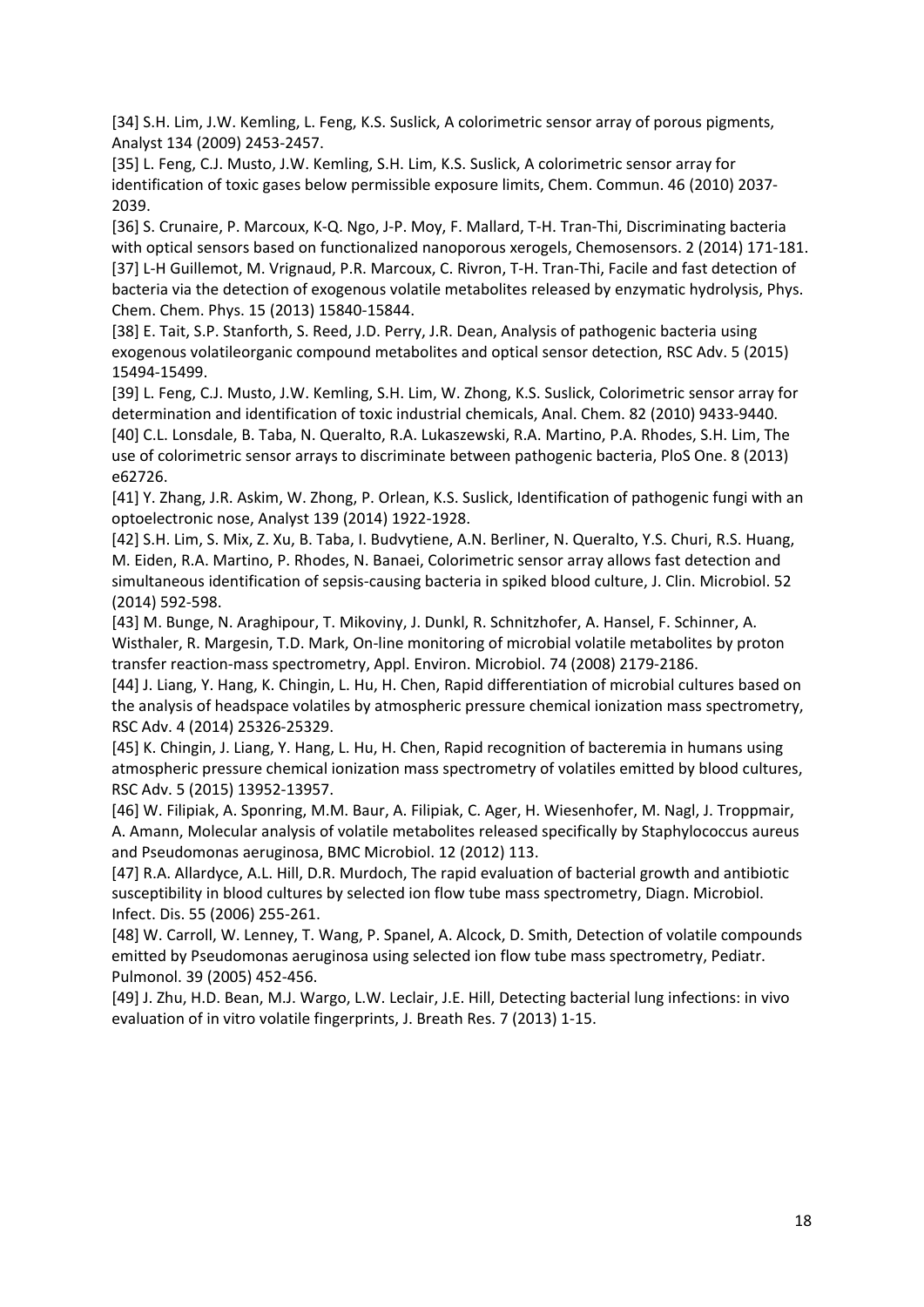[34] S.H. Lim, J.W. Kemling, L. Feng, K.S. Suslick, A colorimetric sensor array of porous pigments, Analyst 134 (2009) 2453-2457.

[35] L. Feng, C.J. Musto, J.W. Kemling, S.H. Lim, K.S. Suslick, A colorimetric sensor array for identification of toxic gases below permissible exposure limits, Chem. Commun. 46 (2010) 2037-2039.

[36] S. Crunaire, P. Marcoux, K-Q. Ngo, J-P. Moy, F. Mallard, T-H. Tran-Thi, Discriminating bacteria with optical sensors based on functionalized nanoporous xerogels, Chemosensors. 2 (2014) 171-181.

[37] L-H Guillemot, M. Vrignaud, P.R. Marcoux, C. Rivron, T-H. Tran-Thi, Facile and fast detection of bacteria via the detection of exogenous volatile metabolites released by enzymatic hydrolysis, Phys. Chem. Chem. Phys. 15 (2013) 15840-15844.

[38] E. Tait, S.P. Stanforth, S. Reed, J.D. Perry, J.R. Dean, Analysis of pathogenic bacteria using exogenous volatileorganic compound metabolites and optical sensor detection, RSC Adv. 5 (2015) 15494-15499.

[39] L. Feng, C.J. Musto, J.W. Kemling, S.H. Lim, W. Zhong, K.S. Suslick, Colorimetric sensor array for determination and identification of toxic industrial chemicals, Anal. Chem. 82 (2010) 9433-9440.

[40] C.L. Lonsdale, B. Taba, N. Queralto, R.A. Lukaszewski, R.A. Martino, P.A. Rhodes, S.H. Lim, The use of colorimetric sensor arrays to discriminate between pathogenic bacteria, PloS One. 8 (2013) e62726.

[41] Y. Zhang, J.R. Askim, W. Zhong, P. Orlean, K.S. Suslick, Identification of pathogenic fungi with an optoelectronic nose, Analyst 139 (2014) 1922-1928.

[42] S.H. Lim, S. Mix, Z. Xu, B. Taba, I. Budvytiene, A.N. Berliner, N. Queralto, Y.S. Churi, R.S. Huang, M. Eiden, R.A. Martino, P. Rhodes, N. Banaei, Colorimetric sensor array allows fast detection and simultaneous identification of sepsis-causing bacteria in spiked blood culture, J. Clin. Microbiol. 52 (2014) 592-598.

[43] M. Bunge, N. Araghipour, T. Mikoviny, J. Dunkl, R. Schnitzhofer, A. Hansel, F. Schinner, A. Wisthaler, R. Margesin, T.D. Mark, On-line monitoring of microbial volatile metabolites by proton transfer reaction-mass spectrometry, Appl. Environ. Microbiol. 74 (2008) 2179-2186.

[44] J. Liang, Y. Hang, K. Chingin, L. Hu, H. Chen, Rapid differentiation of microbial cultures based on the analysis of headspace volatiles by atmospheric pressure chemical ionization mass spectrometry, RSC Adv. 4 (2014) 25326-25329.

[45] K. Chingin, J. Liang, Y. Hang, L. Hu, H. Chen, Rapid recognition of bacteremia in humans using atmospheric pressure chemical ionization mass spectrometry of volatiles emitted by blood cultures, RSC Adv. 5 (2015) 13952-13957.

[46] W. Filipiak, A. Sponring, M.M. Baur, A. Filipiak, C. Ager, H. Wiesenhofer, M. Nagl, J. Troppmair, A. Amann, Molecular analysis of volatile metabolites released specifically by Staphylococcus aureus and Pseudomonas aeruginosa, BMC Microbiol. 12 (2012) 113.

[47] R.A. Allardyce, A.L. Hill, D.R. Murdoch, The rapid evaluation of bacterial growth and antibiotic susceptibility in blood cultures by selected ion flow tube mass spectrometry, Diagn. Microbiol. Infect. Dis. 55 (2006) 255-261.

[48] W. Carroll, W. Lenney, T. Wang, P. Spanel, A. Alcock, D. Smith, Detection of volatile compounds emitted by Pseudomonas aeruginosa using selected ion flow tube mass spectrometry, Pediatr. Pulmonol. 39 (2005) 452-456.

[49] J. Zhu, H.D. Bean, M.J. Wargo, L.W. Leclair, J.E. Hill, Detecting bacterial lung infections: in vivo evaluation of in vitro volatile fingerprints, J. Breath Res. 7 (2013) 1-15.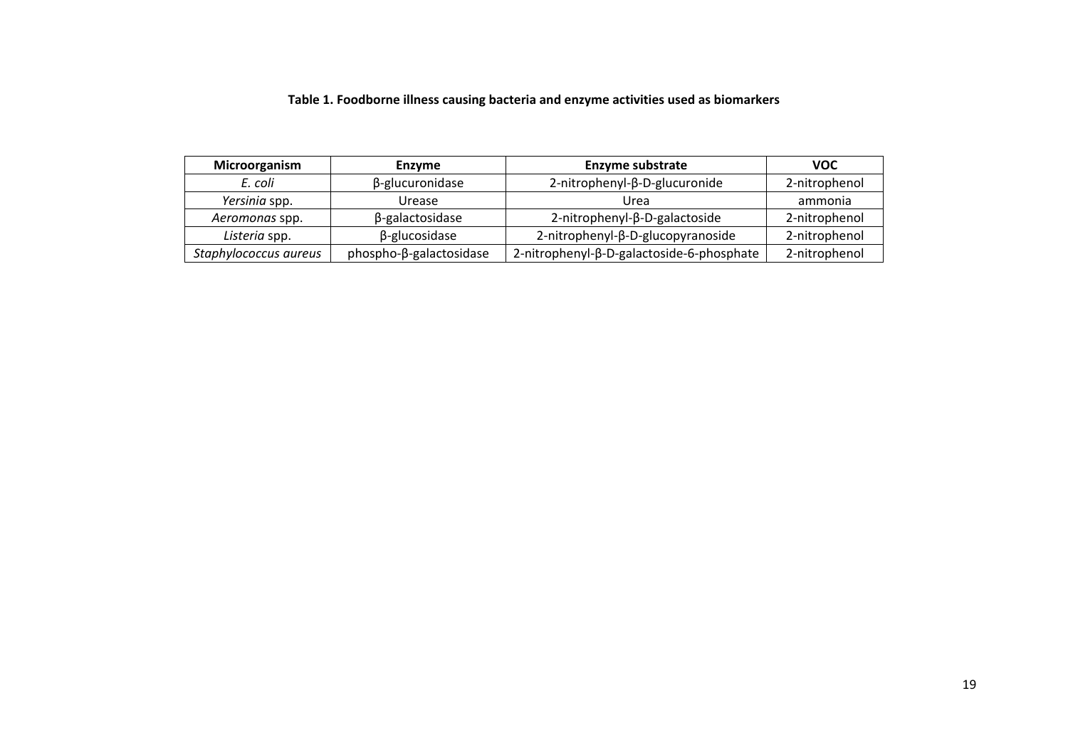**Table 1. Foodborne illness causing bacteria and enzyme activities used as biomarkers**

| Microorganism | Enzyme | Enzyme substrate | VOC |
|---|---|---|---|
| *E. coli* | β-glucuronidase | 2-nitrophenyl-β-D-glucuronide | 2-nitrophenol |
| *Yersinia* spp. | Urease | Urea | ammonia |
| *Aeromonas* spp. | β-galactosidase | 2-nitrophenyl-β-D-galactoside | 2-nitrophenol |
| *Listeria* spp. | β-glucosidase | 2-nitrophenyl-β-D-glucopyranoside | 2-nitrophenol |
| *Staphylococcus aureus* | phospho-β-galactosidase | 2-nitrophenyl-β-D-galactoside-6-phosphate | 2-nitrophenol |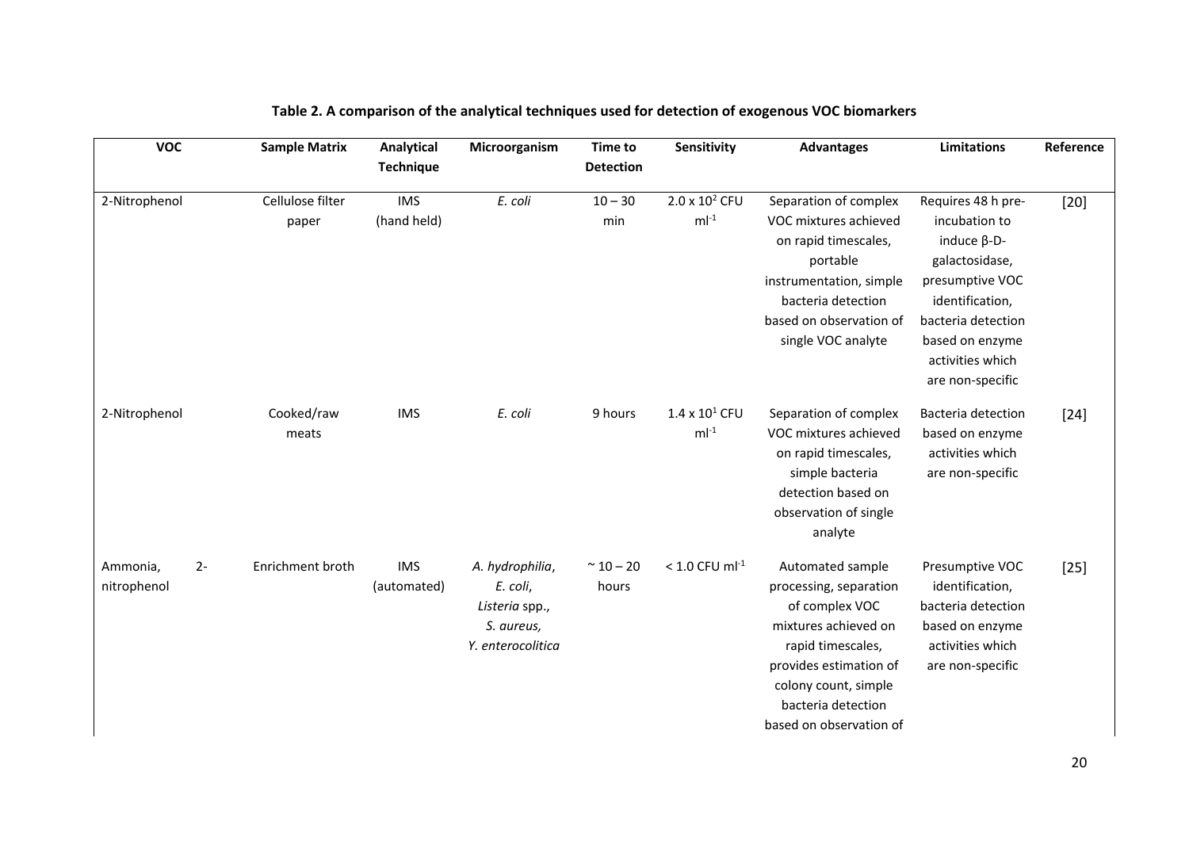**Table 2. A comparison of the analytical techniques used for detection of exogenous VOC biomarkers**

| VOC | Sample Matrix | Analytical Technique | Microorganism | Time to Detection | Sensitivity | Advantages | Limitations | Reference |
|---|---|---|---|---|---|---|---|---|
| 2-Nitrophenol | Cellulose filter paper | IMS (hand held) | *E. coli* | 10 – 30 min | $2.0 \times 10^{2}$ CFU $ml^{-1}$ | Separation of complex VOC mixtures achieved on rapid timescales, portable instrumentation, simple bacteria detection based on observation of single VOC analyte | Requires 48 h pre-incubation to induce β-D-galactosidase, presumptive VOC identification, bacteria detection based on enzyme activities which are non-specific | [20] |
| 2-Nitrophenol | Cooked/raw meats | IMS | *E. coli* | 9 hours | $1.4 \times 10^{1}$ CFU $ml^{-1}$ | Separation of complex VOC mixtures achieved on rapid timescales, simple bacteria detection based on observation of single analyte | Bacteria detection based on enzyme activities which are non-specific | [24] |
| Ammonia, 2-nitrophenol | Enrichment broth | IMS (automated) | *A. hydrophilia*, *E. coli*, *Listeria* spp., *S. aureus*, *Y. enterocolitica* | ~ 10 – 20 hours | < 1.0 CFU $ml^{-1}$ | Automated sample processing, separation of complex VOC mixtures achieved on rapid timescales, provides estimation of colony count, simple bacteria detection based on observation of | Presumptive VOC identification, bacteria detection based on enzyme activities which are non-specific | [25] |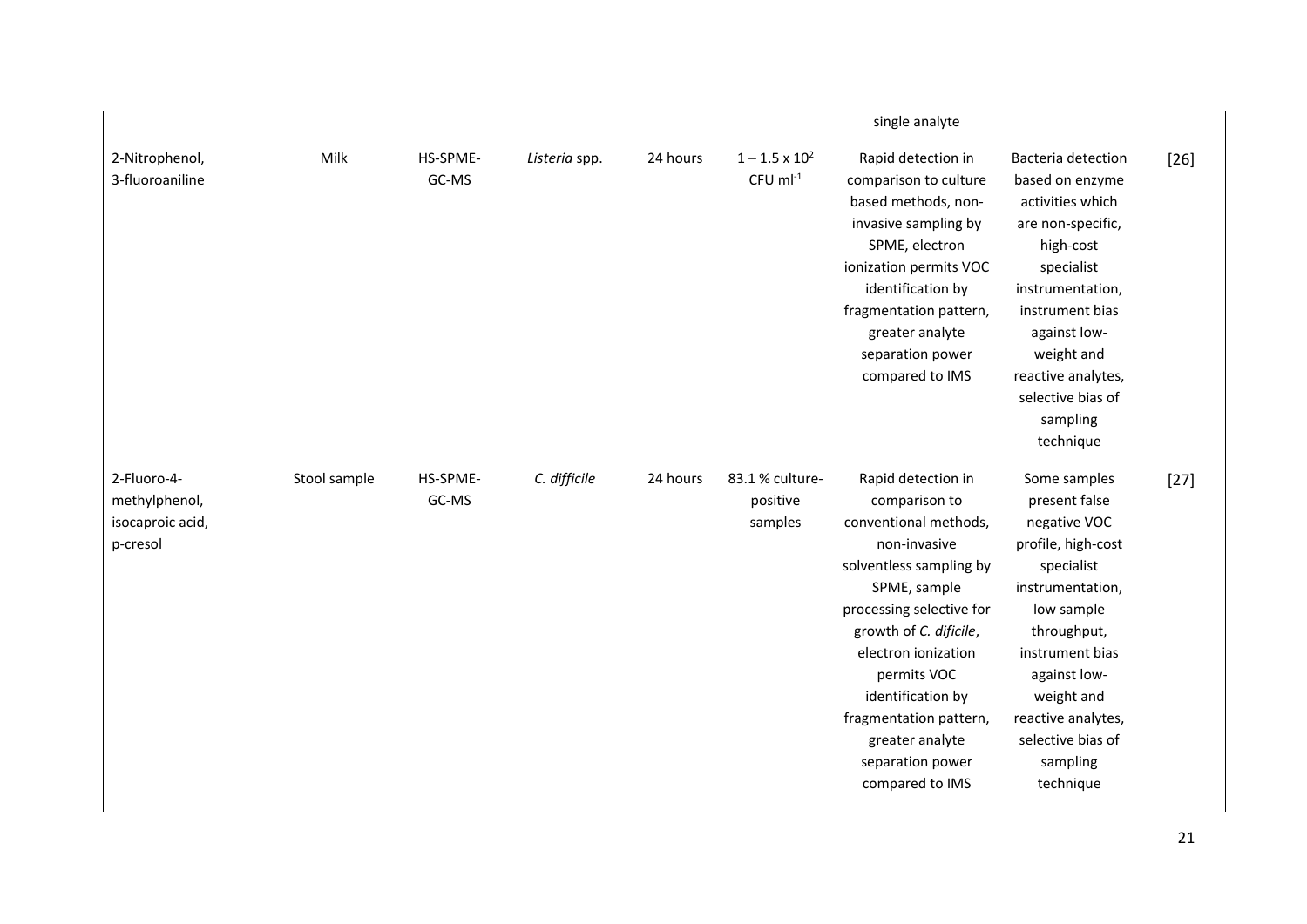| | | | | | | single analyte | | |
|---|---|---|---|---|---|---|---|---|
| 2-Nitrophenol, 3-fluoroaniline | Milk | HS-SPME-GC-MS | *Listeria* spp. | 24 hours | $1 – 1.5 \times 10^2$ CFU $ml^{-1}$ | Rapid detection in comparison to culture based methods, non-invasive sampling by SPME, electron ionization permits VOC identification by fragmentation pattern, greater analyte separation power compared to IMS | Bacteria detection based on enzyme activities which are non-specific, high-cost specialist instrumentation, instrument bias against low-weight and reactive analytes, selective bias of sampling technique | [26] |
| 2-Fluoro-4-methylphenol, isocaproic acid, p-cresol | Stool sample | HS-SPME-GC-MS | *C. difficile* | 24 hours | 83.1 % culture-positive samples | Rapid detection in comparison to conventional methods, non-invasive solventless sampling by SPME, sample processing selective for growth of *C. dificile*, electron ionization permits VOC identification by fragmentation pattern, greater analyte separation power compared to IMS | Some samples present false negative VOC profile, high-cost specialist instrumentation, low sample throughput, instrument bias against low-weight and reactive analytes, selective bias of sampling technique | [27] |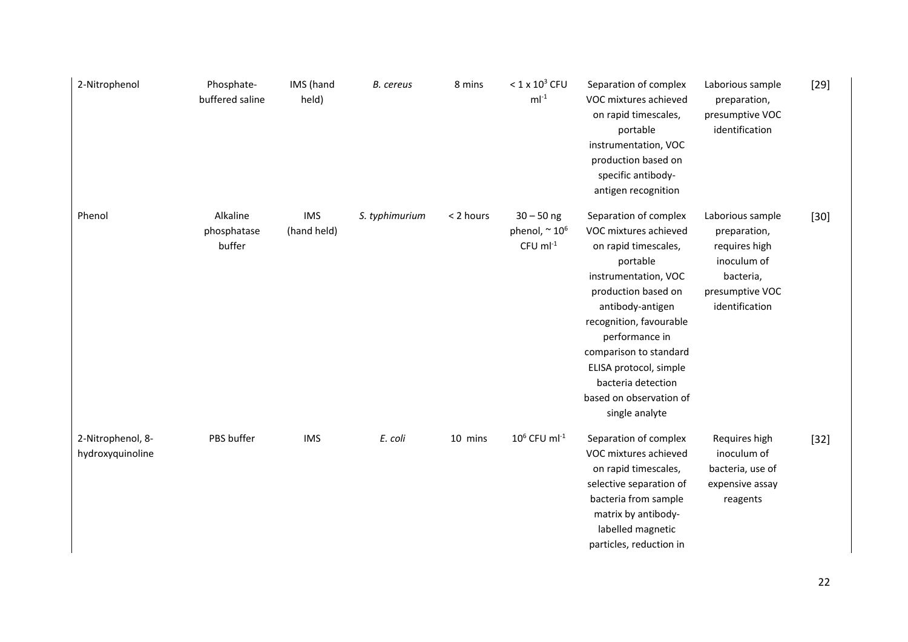| | | | | | | | | |
|---|---|---|---|---|---|---|---|---|
| 2-Nitrophenol | Phosphate-buffered saline | IMS (hand held) | *B. cereus* | 8 mins | $< 1 \times 10^3$ CFU $ml^{-1}$ | Separation of complex VOC mixtures achieved on rapid timescales, portable instrumentation, VOC production based on specific antibody-antigen recognition | Laborious sample preparation, presumptive VOC identification | [29] |
| Phenol | Alkaline phosphatase buffer | IMS (hand held) | *S. typhimurium* | < 2 hours | 30 – 50 ng phenol, $\sim 10^6$ CFU $ml^{-1}$ | Separation of complex VOC mixtures achieved on rapid timescales, portable instrumentation, VOC production based on antibody-antigen recognition, favourable performance in comparison to standard ELISA protocol, simple bacteria detection based on observation of single analyte | Laborious sample preparation, requires high inoculum of bacteria, presumptive VOC identification | [30] |
| 2-Nitrophenol, 8-hydroxyquinoline | PBS buffer | IMS | *E. coli* | 10 mins | $10^6$ CFU $ml^{-1}$ | Separation of complex VOC mixtures achieved on rapid timescales, selective separation of bacteria from sample matrix by antibody-labelled magnetic particles, reduction in | Requires high inoculum of bacteria, use of expensive assay reagents | [32] |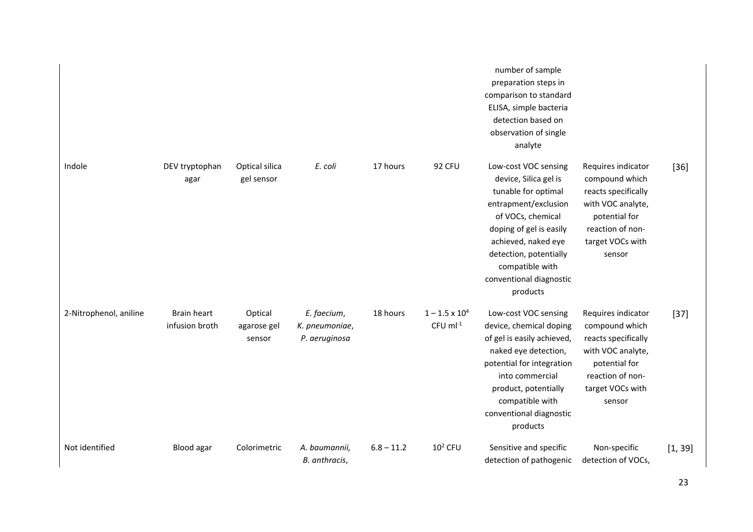| | | | | | | | | |
|---|---|---|---|---|---|---|---|---|
| | | | | | | number of sample preparation steps in comparison to standard ELISA, simple bacteria detection based on observation of single analyte | | |
| Indole | DEV tryptophan agar | Optical silica gel sensor | *E. coli* | 17 hours | 92 CFU | Low-cost VOC sensing device, Silica gel is tunable for optimal entrapment/exclusion of VOCs, chemical doping of gel is easily achieved, naked eye detection, potentially compatible with conventional diagnostic products | Requires indicator compound which reacts specifically with VOC analyte, potential for reaction of non-target VOCs with sensor | [36] |
| 2-Nitrophenol, aniline | Brain heart infusion broth | Optical agarose gel sensor | *E. faecium*, *K. pneumoniae*, *P. aeruginosa* | 18 hours | $1 - 1.5 \times 10^4$ CFU $ml^{-1}$ | Low-cost VOC sensing device, chemical doping of gel is easily achieved, naked eye detection, potential for integration into commercial product, potentially compatible with conventional diagnostic products | Requires indicator compound which reacts specifically with VOC analyte, potential for reaction of non-target VOCs with sensor | [37] |
| Not identified | Blood agar | Colorimetric | *A. baumannii*, *B. anthracis*, | 6.8 – 11.2 | $10^2$ CFU | Sensitive and specific detection of pathogenic | Non-specific detection of VOCs, | [1, 39] |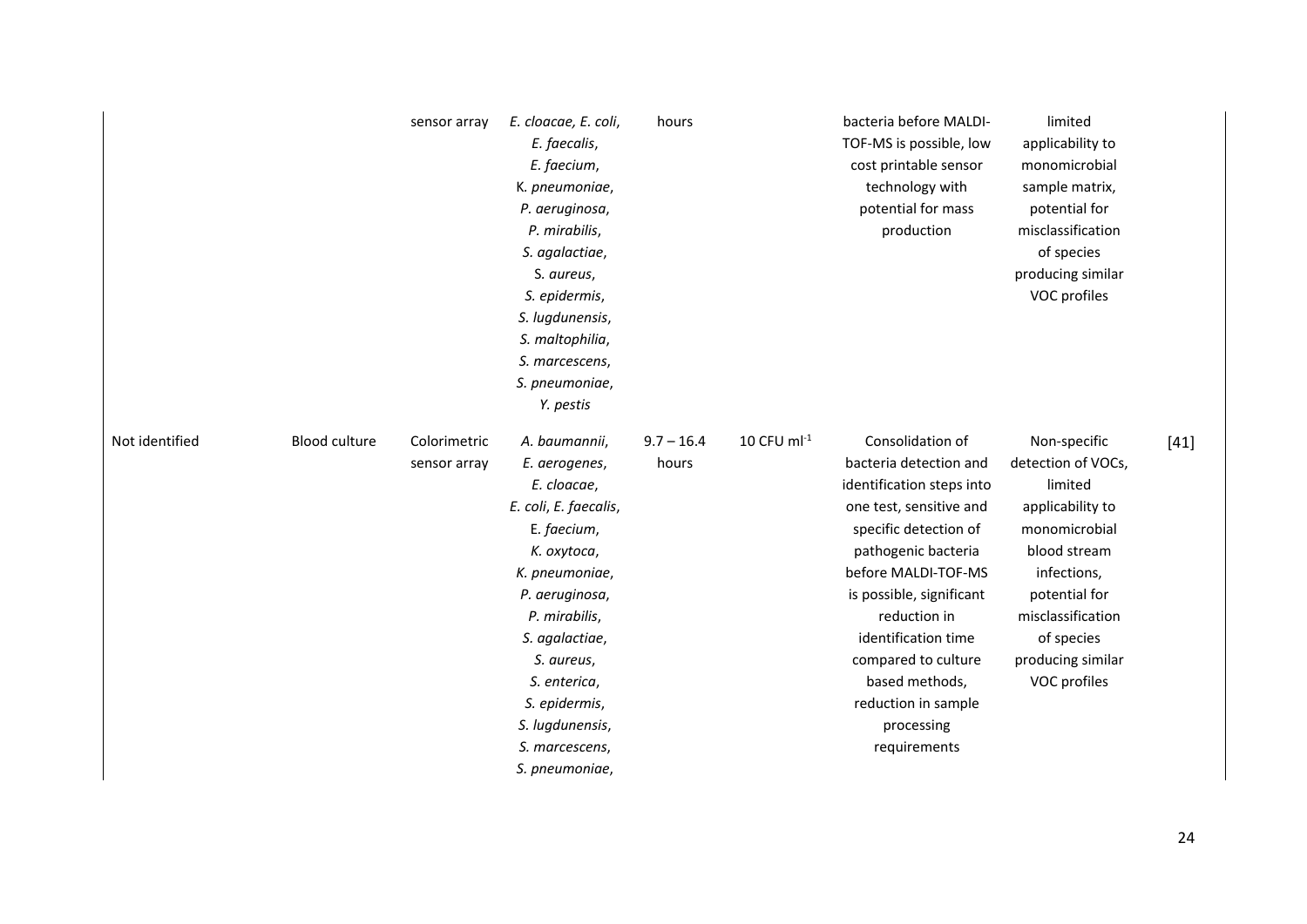| | | | | | | | | |
|---|---|---|---|---|---|---|---|---|
| | | sensor array | *E. cloacae, E. coli*, *E. faecalis*, *E. faecium*, K. *pneumoniae*, *P. aeruginosa*, *P. mirabilis*, *S. agalactiae*, S. *aureus*, *S. epidermis*, *S. lugdunensis*, *S. maltophilia*, *S. marcescens*, *S. pneumoniae*, *Y. pestis* | hours | | bacteria before MALDI-TOF-MS is possible, low cost printable sensor technology with potential for mass production | limited applicability to monomicrobial sample matrix, potential for misclassification of species producing similar VOC profiles | |
| Not identified | Blood culture | Colorimetric sensor array | *A. baumannii*, *E. aerogenes*, *E. cloacae*, *E. coli*, *E. faecalis*, E. *faecium*, *K. oxytoca*, *K. pneumoniae*, *P. aeruginosa*, *P. mirabilis*, *S. agalactiae*, *S. aureus*, *S. enterica*, *S. epidermis*, *S. lugdunensis*, *S. marcescens*, *S. pneumoniae*, | 9.7 – 16.4 hours | 10 CFU $ml^{-1}$ | Consolidation of bacteria detection and identification steps into one test, sensitive and specific detection of pathogenic bacteria before MALDI-TOF-MS is possible, significant reduction in identification time compared to culture based methods, reduction in sample processing requirements | Non-specific detection of VOCs, limited applicability to monomicrobial blood stream infections, potential for misclassification of species producing similar VOC profiles | [41] |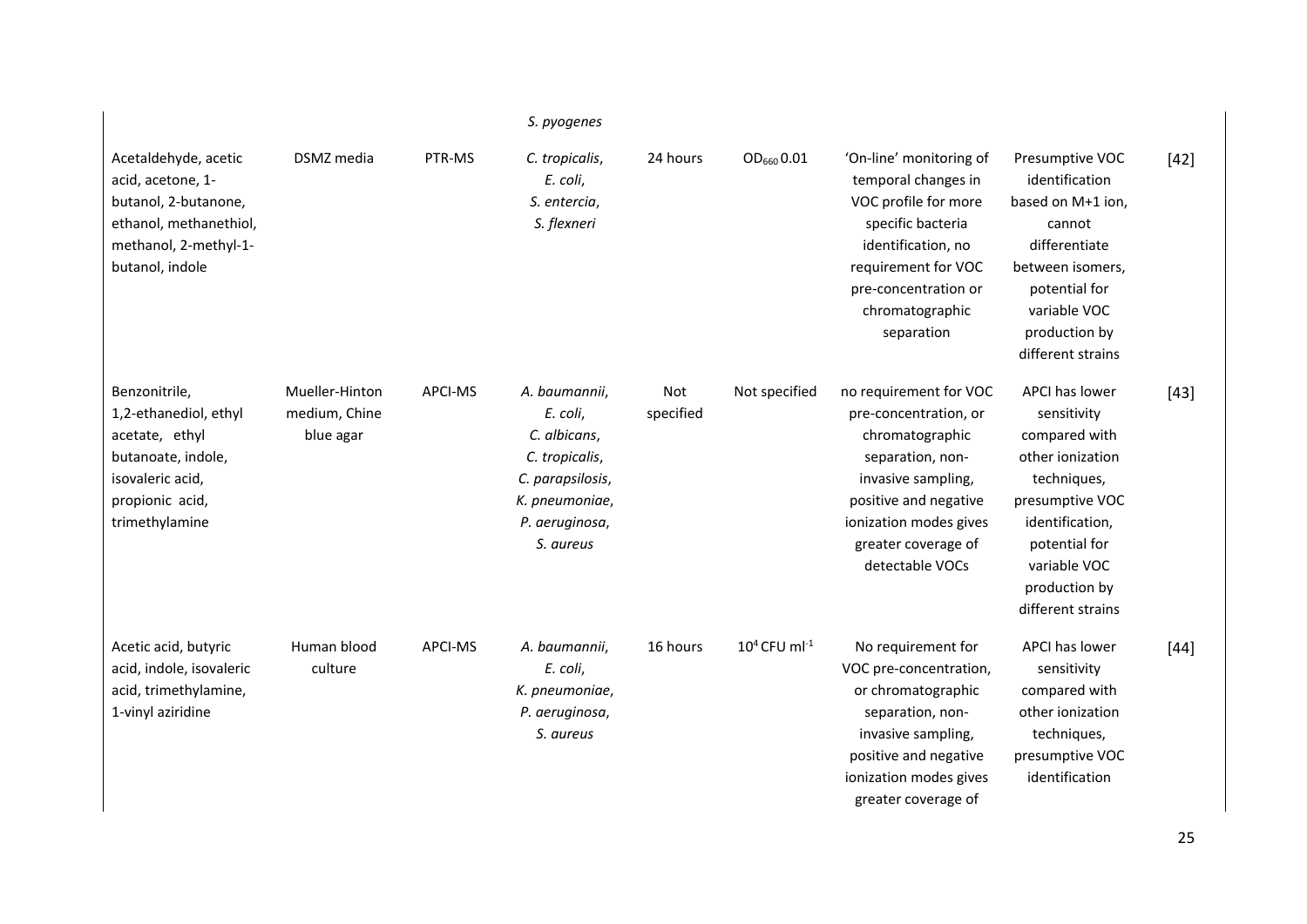| | | | *S. pyogenes* | | | | | |
|---|---|---|---|---|---|---|---|---|
| Acetaldehyde, acetic acid, acetone, 1-butanol, 2-butanone, ethanol, methanethiol, methanol, 2-methyl-1-butanol, indole | DSMZ media | PTR-MS | *C. tropicalis*, *E. coli*, *S. entercia*, *S. flexneri* | 24 hours | $OD_{660}$ 0.01 | 'On-line' monitoring of temporal changes in VOC profile for more specific bacteria identification, no requirement for VOC pre-concentration or chromatographic separation | Presumptive VOC identification based on M+1 ion, cannot differentiate between isomers, potential for variable VOC production by different strains | [42] |
| Benzonitrile, 1,2-ethanediol, ethyl acetate, ethyl butanoate, indole, isovaleric acid, propionic acid, trimethylamine | Mueller-Hinton medium, Chine blue agar | APCI-MS | *A. baumannii*, *E. coli*, *C. albicans*, *C. tropicalis*, *C. parapsilosis*, *K. pneumoniae*, *P. aeruginosa*, *S. aureus* | Not specified | Not specified | no requirement for VOC pre-concentration, or chromatographic separation, non-invasive sampling, positive and negative ionization modes gives greater coverage of detectable VOCs | APCI has lower sensitivity compared with other ionization techniques, presumptive VOC identification, potential for variable VOC production by different strains | [43] |
| Acetic acid, butyric acid, indole, isovaleric acid, trimethylamine, 1-vinyl aziridine | Human blood culture | APCI-MS | *A. baumannii*, *E. coli*, *K. pneumoniae*, *P. aeruginosa*, *S. aureus* | 16 hours | $10^4$ CFU $ml^{-1}$ | No requirement for VOC pre-concentration, or chromatographic separation, non-invasive sampling, positive and negative ionization modes gives greater coverage of | APCI has lower sensitivity compared with other ionization techniques, presumptive VOC identification | [44] |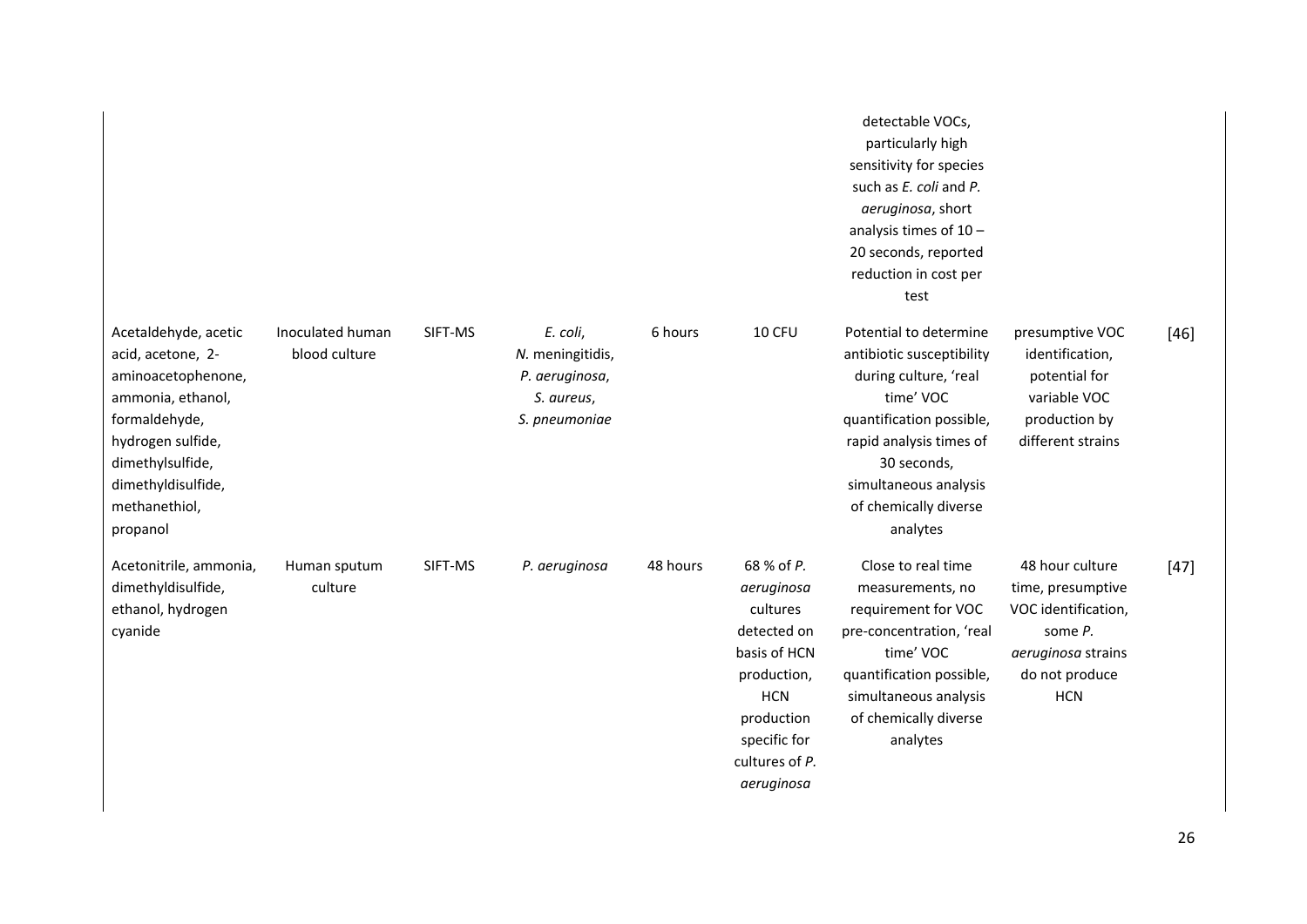| | | | | | | | | |
|---|---|---|---|---|---|---|---|---|
| | | | | | | detectable VOCs, particularly high sensitivity for species such as *E. coli* and *P. aeruginosa*, short analysis times of 10 – 20 seconds, reported reduction in cost per test | | |
| Acetaldehyde, acetic acid, acetone, 2-aminoacetophenone, ammonia, ethanol, formaldehyde, hydrogen sulfide, dimethylsulfide, dimethyldisulfide, methanethiol, propanol | Inoculated human blood culture | SIFT-MS | *E. coli*, *N. meningitidis*, *P. aeruginosa*, *S. aureus*, *S. pneumoniae* | 6 hours | 10 CFU | Potential to determine antibiotic susceptibility during culture, 'real time' VOC quantification possible, rapid analysis times of 30 seconds, simultaneous analysis of chemically diverse analytes | presumptive VOC identification, potential for variable VOC production by different strains | [46] |
| Acetonitrile, ammonia, dimethyldisulfide, ethanol, hydrogen cyanide | Human sputum culture | SIFT-MS | *P. aeruginosa* | 48 hours | 68 % of *P. aeruginosa* cultures detected on basis of HCN production, HCN production specific for cultures of *P. aeruginosa* | Close to real time measurements, no requirement for VOC pre-concentration, 'real time' VOC quantification possible, simultaneous analysis of chemically diverse analytes | 48 hour culture time, presumptive VOC identification, some *P. aeruginosa* strains do not produce HCN | [47] |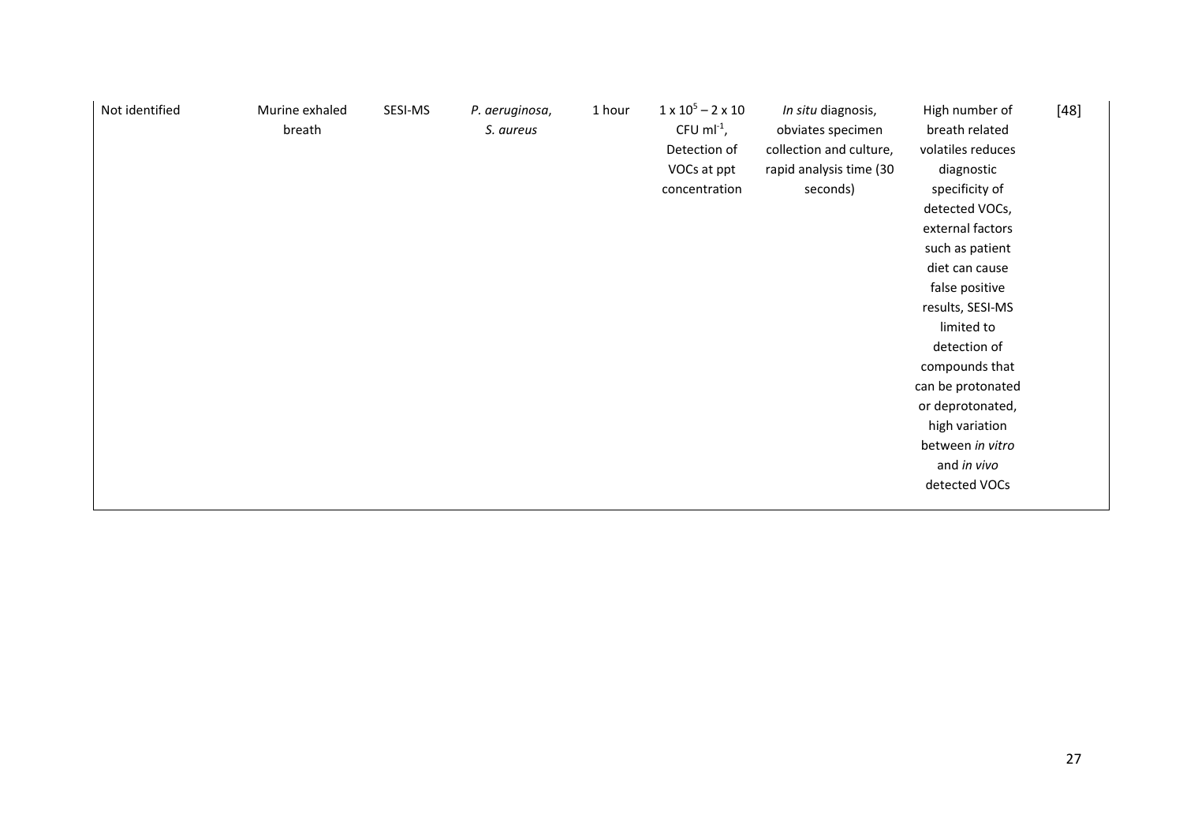| | | | | | | | | |
|---|---|---|---|---|---|---|---|---|
| Not identified | Murine exhaled breath | SESI-MS | *P. aeruginosa*, *S. aureus* | 1 hour | $1 \times 10^5 - 2 \times 10$ CFU $ml^{-1}$, Detection of VOCs at ppt concentration | *In situ* diagnosis, obviates specimen collection and culture, rapid analysis time (30 seconds) | High number of breath related volatiles reduces diagnostic specificity of detected VOCs, external factors such as patient diet can cause false positive results, SESI-MS limited to detection of compounds that can be protonated or deprotonated, high variation between *in vitro* and *in vivo* detected VOCs | [48] |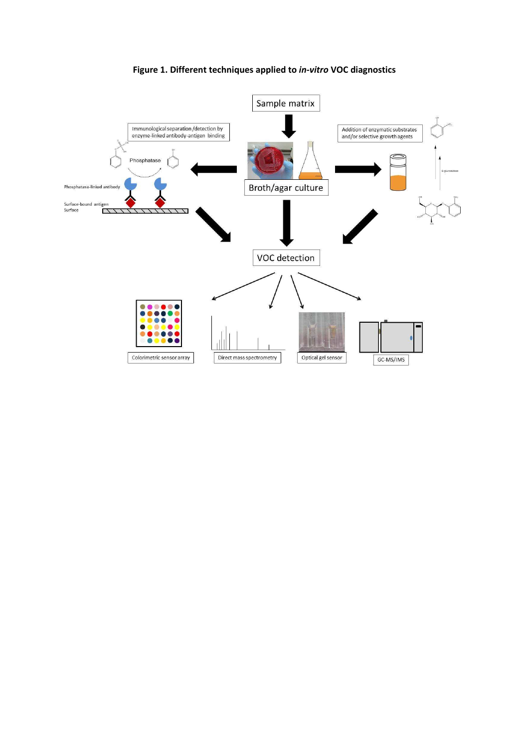**Figure 1. Different techniques applied to *in-vitro* VOC diagnostics**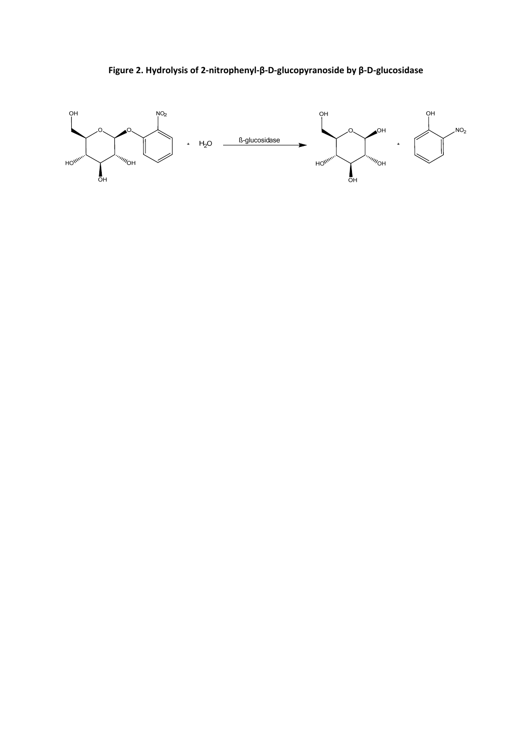**Figure 2. Hydrolysis of 2-nitrophenyl-β-D-glucopyranoside by β-D-glucosidase**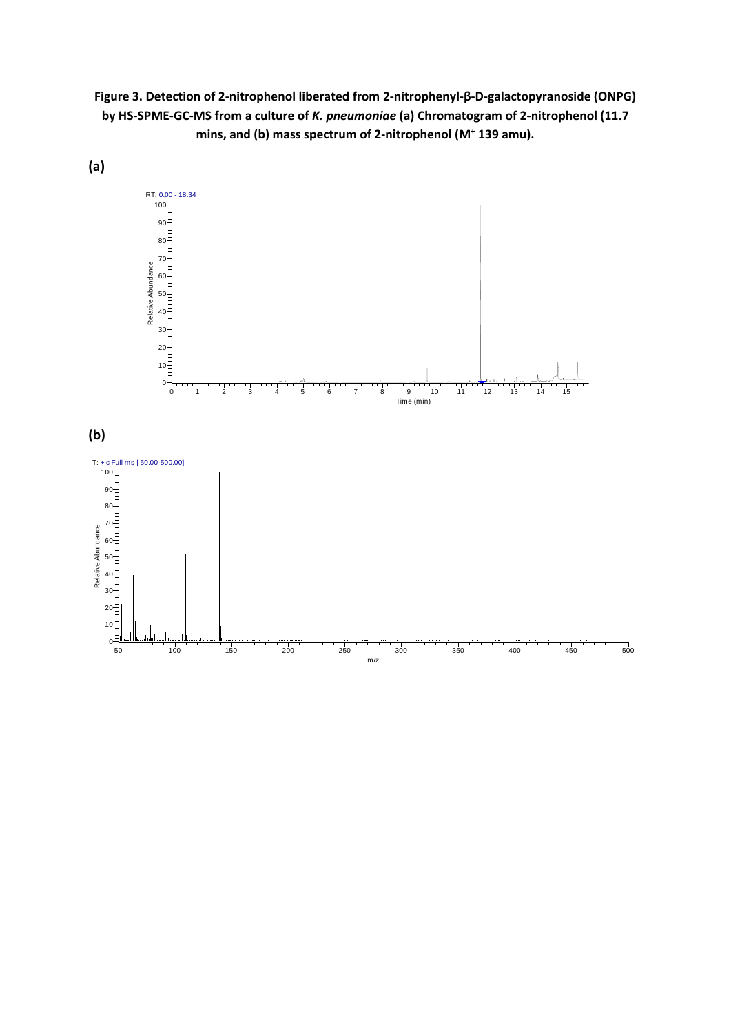**Figure 3. Detection of 2-nitrophenol liberated from 2-nitrophenyl-β-D-galactopyranoside (ONPG) by HS-SPME-GC-MS from a culture of *K. pneumoniae* (a) Chromatogram of 2-nitrophenol (11.7 mins, and (b) mass spectrum of 2-nitrophenol ($M^+$ 139 amu).**

**(a)**

**(b)**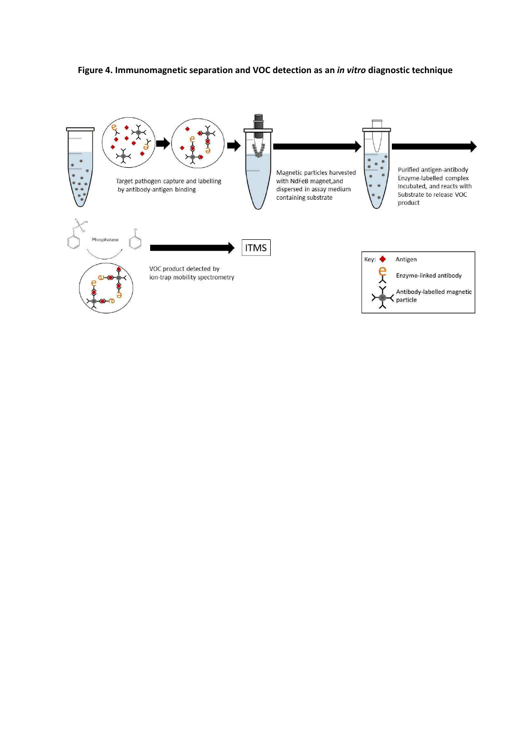**Figure 4. Immunomagnetic separation and VOC detection as an *in vitro* diagnostic technique**

Target pathogen capture and labelling by antibody-antigen binding

Magnetic particles harvested with NdFeB magnet,and dispersed in assay medium containing substrate

Purified antigen-antibody Enzyme-labelled complex Incubated, and reacts with Substrate to release VOC product

Phosphatase

VOC product detected by ion-trap mobility spectrometry

ITMS

Key: Antigen

Enzyme-linked antibody

Antibody-labelled magnetic particle